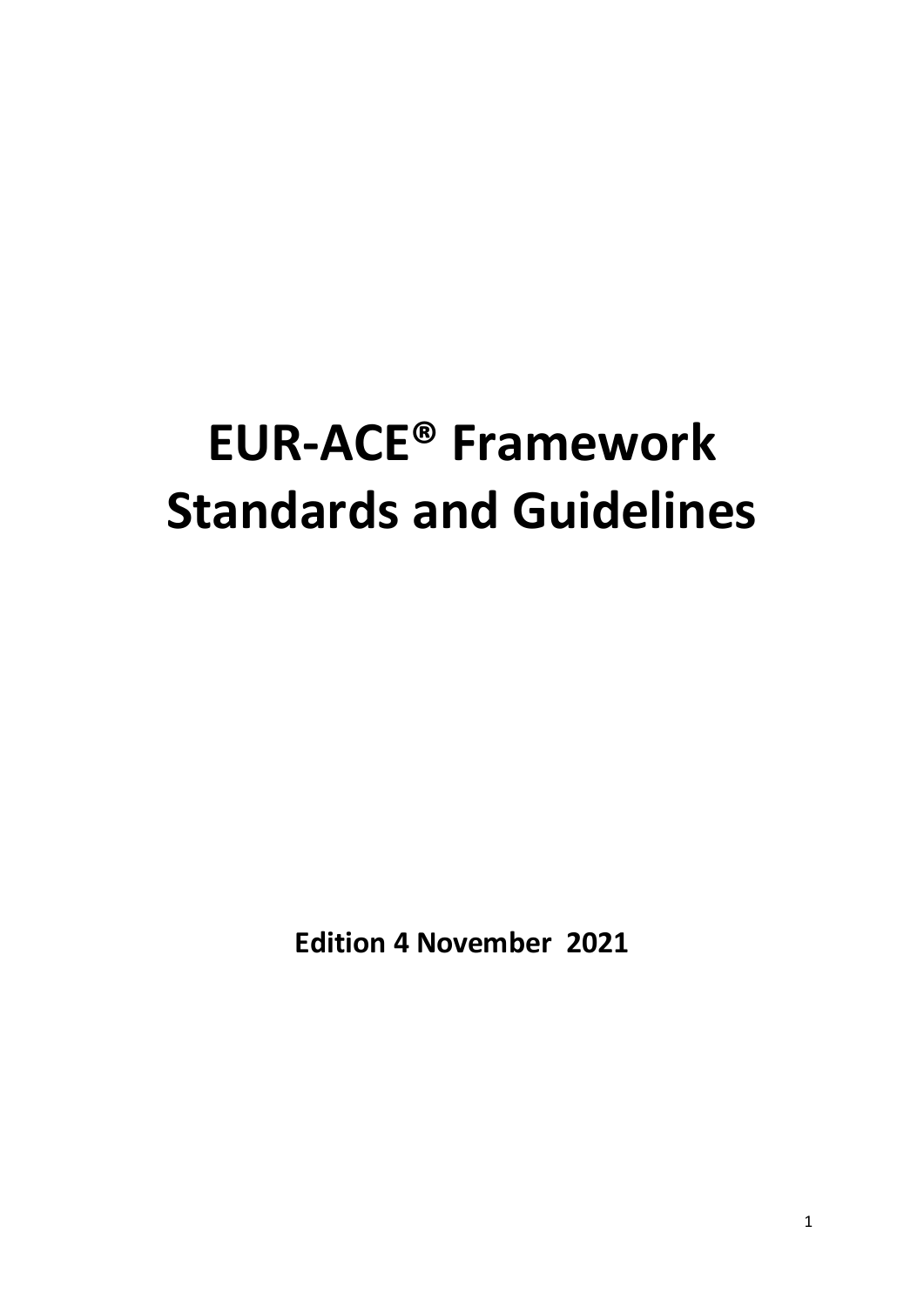# EUR-ACE® Framework Standards and Guidelines

**Edition 4 November 2021**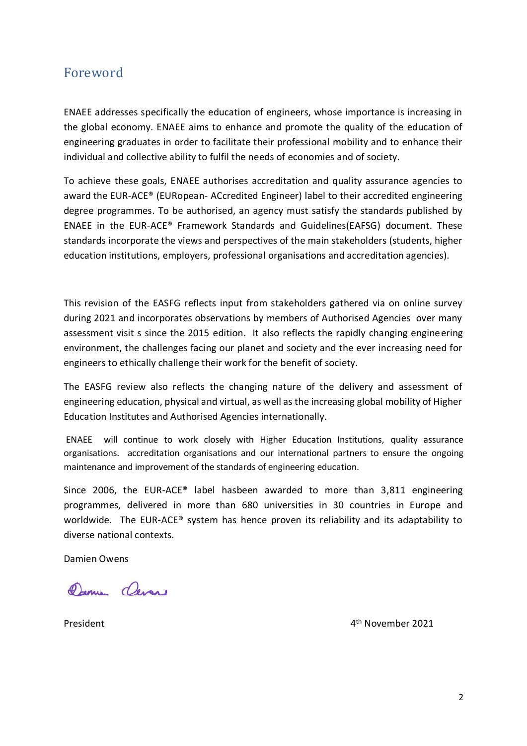# Foreword

ENAEE addresses specifically the education of engineers, whose importance is increasing in the global economy. ENAEE aims to enhance and promote the quality of the education of engineering graduates in order to facilitate their professional mobility and to enhance their individual and collective ability to fulfil the needs of economies and of society.

To achieve these goals, ENAEE authorises accreditation and quality assurance agencies to award the EUR-ACE® (EURopean- ACcredited Engineer) label to their accredited engineering degree programmes. To be authorised, an agency must satisfy the standards published by ENAEE in the EUR-ACE® Framework Standards and Guidelines(EAFSG) document. These standards incorporate the views and perspectives of the main stakeholders (students, higher education institutions, employers, professional organisations and accreditation agencies).

This revision of the EASFG reflects input from stakeholders gathered via on online survey during 2021 and incorporates observations by members of Authorised Agencies over many assessment visit s since the 2015 edition. It also reflects the rapidly changing engineering environment, the challenges facing our planet and society and the ever increasing need for engineers to ethically challenge their work for the benefit of society.

The EASFG review also reflects the changing nature of the delivery and assessment of engineering education, physical and virtual, as well as the increasing global mobility of Higher Education Institutes and Authorised Agencies internationally.

ENAEE will continue to work closely with Higher Education Institutions, quality assurance organisations. accreditation organisations and our international partners to ensure the ongoing maintenance and improvement of the standards of engineering education.

Since 2006, the EUR-ACE® label hasbeen awarded to more than 3,811 engineering programmes, delivered in more than 680 universities in 30 countries in Europe and worldwide. The EUR-ACE® system has hence proven its reliability and its adaptability to diverse national contexts.

Damien Owens

President

4th November 2021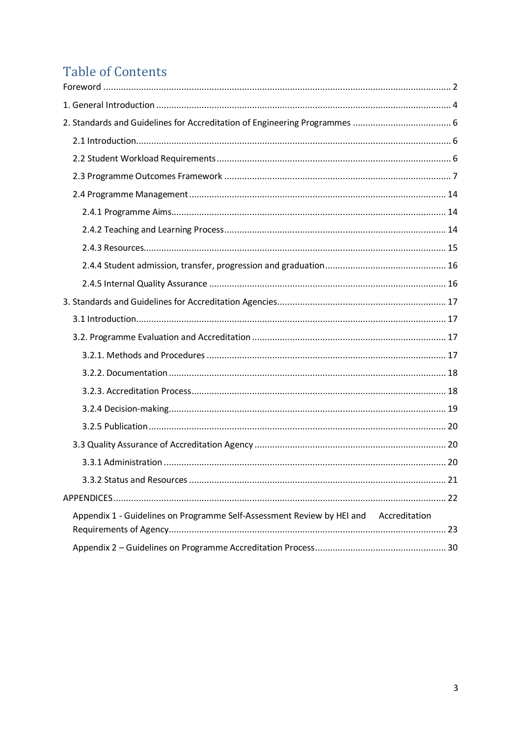# Table of Contents

Foreword ........................................................................................................................................ 2

1. General Introduction .................................................................................................................. 4

2. Standards and Guidelines for Accreditation of Engineering Programmes ....................................... 6

 2.1 Introduction........................................................................................................................... 6

 2.2 Student Workload Requirements ........................................................................................... 6

 2.3 Programme Outcomes Framework ......................................................................................... 7

 2.4 Programme Management ..................................................................................................... 14

  2.4.1 Programme Aims.......................................................................................................... 14

  2.4.2 Teaching and Learning Process...................................................................................... 14

  2.4.3 Resources..................................................................................................................... 15

  2.4.4 Student admission, transfer, progression and graduation ............................................... 16

  2.4.5 Internal Quality Assurance ............................................................................................ 16

3. Standards and Guidelines for Accreditation Agencies.................................................................. 17

 3.1 Introduction......................................................................................................................... 17

 3.2. Programme Evaluation and Accreditation ............................................................................ 17

  3.2.1. Methods and Procedures ............................................................................................. 17

  3.2.2. Documentation ............................................................................................................ 18

  3.2.3. Accreditation Process................................................................................................... 18

  3.2.4 Decision-making............................................................................................................ 19

  3.2.5 Publication .................................................................................................................... 20

 3.3 Quality Assurance of Accreditation Agency ........................................................................... 20

  3.3.1 Administration .............................................................................................................. 20

  3.3.2 Status and Resources .................................................................................................... 21

APPENDICES ................................................................................................................................. 22

 Appendix 1 - Guidelines on Programme Self-Assessment Review by HEI and Accreditation Requirements of Agency............................................................................................................ 23

 Appendix 2 – Guidelines on Programme Accreditation Process.................................................... 30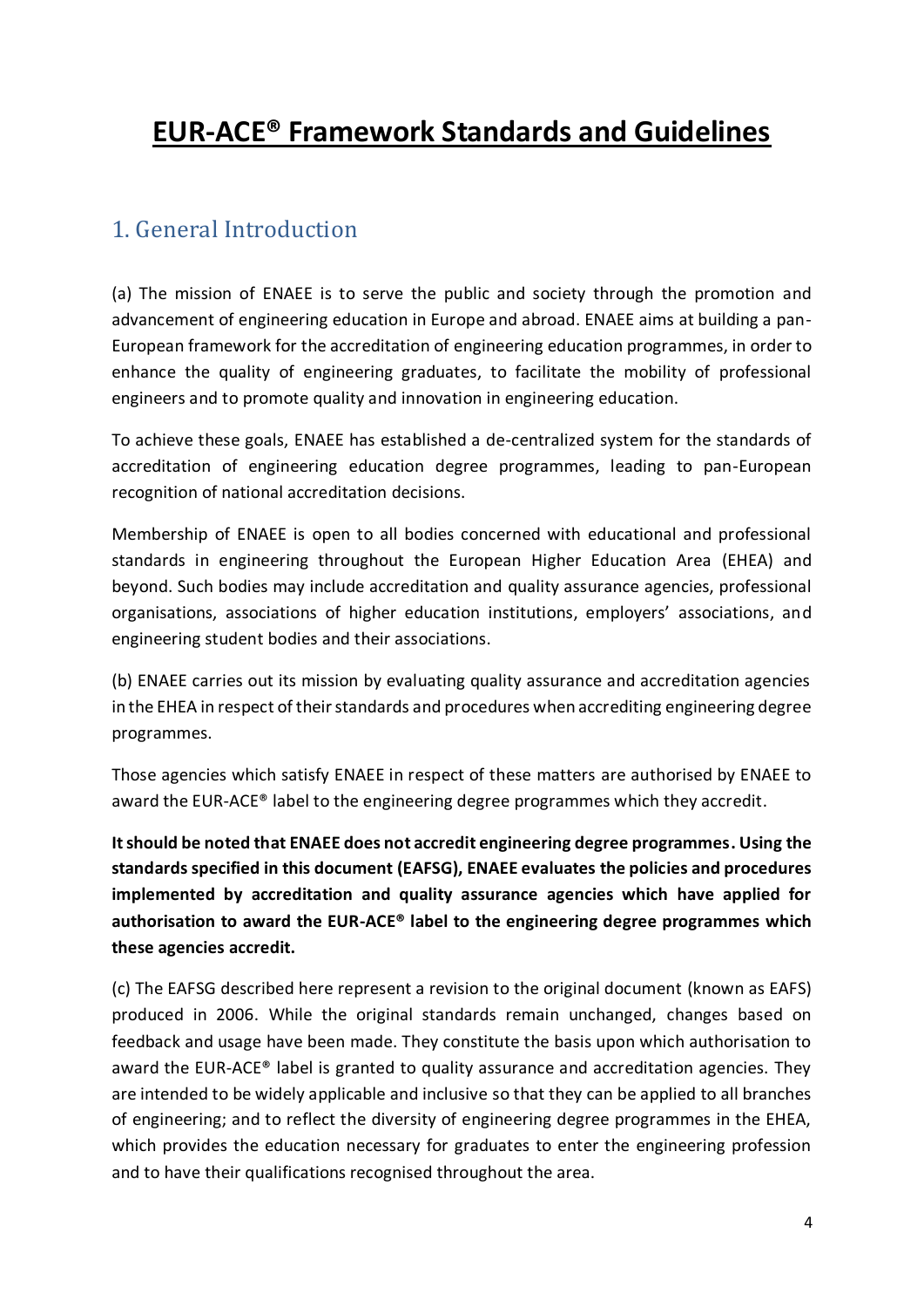# EUR-ACE® Framework Standards and Guidelines

## 1. General Introduction

(a) The mission of ENAEE is to serve the public and society through the promotion and advancement of engineering education in Europe and abroad. ENAEE aims at building a pan-European framework for the accreditation of engineering education programmes, in order to enhance the quality of engineering graduates, to facilitate the mobility of professional engineers and to promote quality and innovation in engineering education.

To achieve these goals, ENAEE has established a de-centralized system for the standards of accreditation of engineering education degree programmes, leading to pan-European recognition of national accreditation decisions.

Membership of ENAEE is open to all bodies concerned with educational and professional standards in engineering throughout the European Higher Education Area (EHEA) and beyond. Such bodies may include accreditation and quality assurance agencies, professional organisations, associations of higher education institutions, employers' associations, and engineering student bodies and their associations.

(b) ENAEE carries out its mission by evaluating quality assurance and accreditation agencies in the EHEA in respect of their standards and procedures when accrediting engineering degree programmes.

Those agencies which satisfy ENAEE in respect of these matters are authorised by ENAEE to award the EUR-ACE® label to the engineering degree programmes which they accredit.

**It should be noted that ENAEE does not accredit engineering degree programmes. Using the standards specified in this document (EAFSG), ENAEE evaluates the policies and procedures implemented by accreditation and quality assurance agencies which have applied for authorisation to award the EUR-ACE® label to the engineering degree programmes which these agencies accredit.**

(c) The EAFSG described here represent a revision to the original document (known as EAFS) produced in 2006. While the original standards remain unchanged, changes based on feedback and usage have been made. They constitute the basis upon which authorisation to award the EUR-ACE® label is granted to quality assurance and accreditation agencies. They are intended to be widely applicable and inclusive so that they can be applied to all branches of engineering; and to reflect the diversity of engineering degree programmes in the EHEA, which provides the education necessary for graduates to enter the engineering profession and to have their qualifications recognised throughout the area.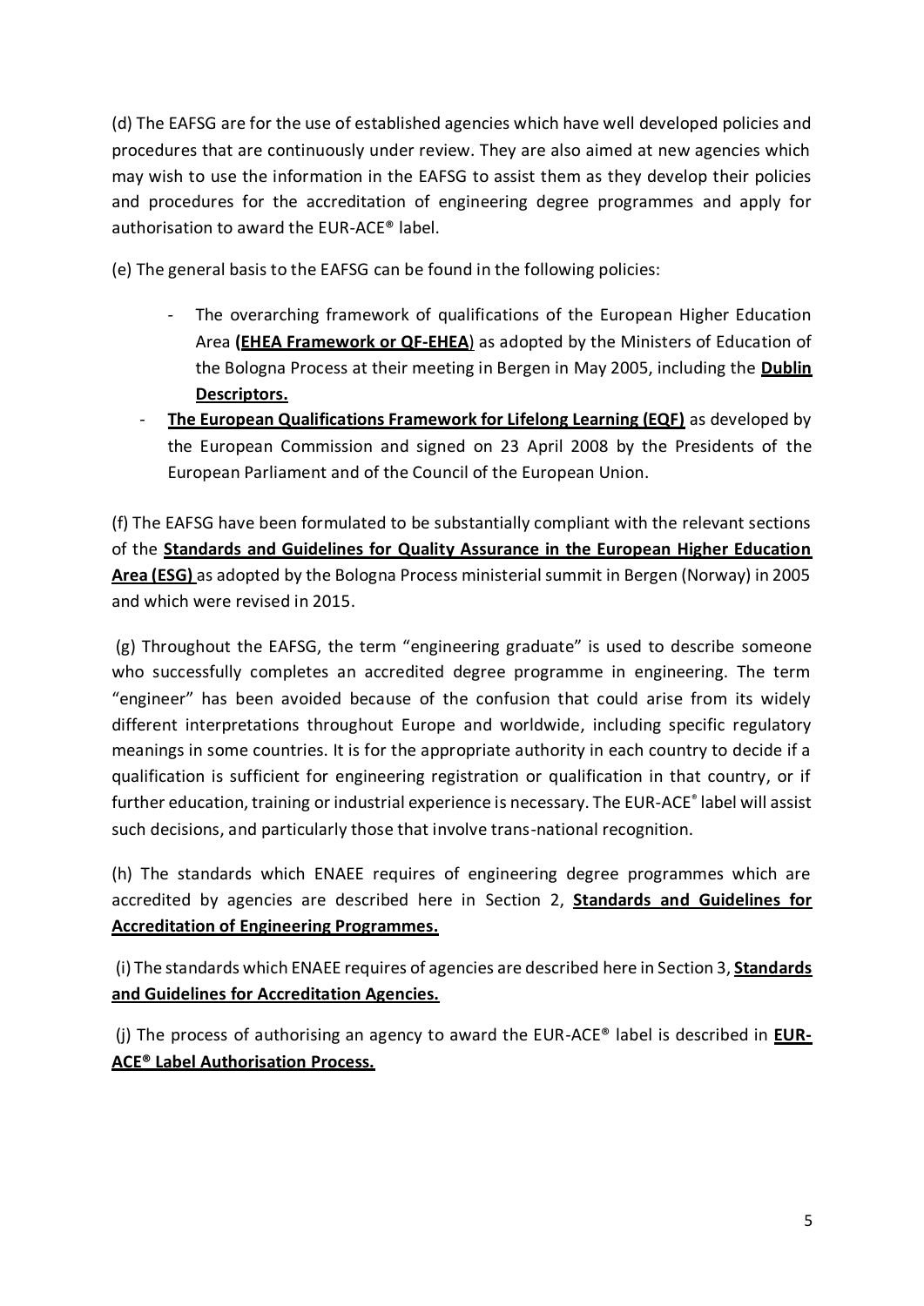(d) The EAFSG are for the use of established agencies which have well developed policies and procedures that are continuously under review. They are also aimed at new agencies which may wish to use the information in the EAFSG to assist them as they develop their policies and procedures for the accreditation of engineering degree programmes and apply for authorisation to award the EUR-ACE® label.

(e) The general basis to the EAFSG can be found in the following policies:

- The overarching framework of qualifications of the European Higher Education Area **(EHEA Framework or QF-EHEA**) as adopted by the Ministers of Education of the Bologna Process at their meeting in Bergen in May 2005, including the **Dublin Descriptors.**
- **The European Qualifications Framework for Lifelong Learning (EQF)** as developed by the European Commission and signed on 23 April 2008 by the Presidents of the European Parliament and of the Council of the European Union.

(f) The EAFSG have been formulated to be substantially compliant with the relevant sections of the **Standards and Guidelines for Quality Assurance in the European Higher Education Area (ESG)** as adopted by the Bologna Process ministerial summit in Bergen (Norway) in 2005 and which were revised in 2015.

(g) Throughout the EAFSG, the term "engineering graduate" is used to describe someone who successfully completes an accredited degree programme in engineering. The term "engineer" has been avoided because of the confusion that could arise from its widely different interpretations throughout Europe and worldwide, including specific regulatory meanings in some countries. It is for the appropriate authority in each country to decide if a qualification is sufficient for engineering registration or qualification in that country, or if further education, training or industrial experience is necessary. The EUR-ACE® label will assist such decisions, and particularly those that involve trans-national recognition.

(h) The standards which ENAEE requires of engineering degree programmes which are accredited by agencies are described here in Section 2, **Standards and Guidelines for Accreditation of Engineering Programmes.**

(i) The standards which ENAEE requires of agencies are described here in Section 3, **Standards and Guidelines for Accreditation Agencies.**

(j) The process of authorising an agency to award the EUR-ACE® label is described in **EUR-ACE® Label Authorisation Process.**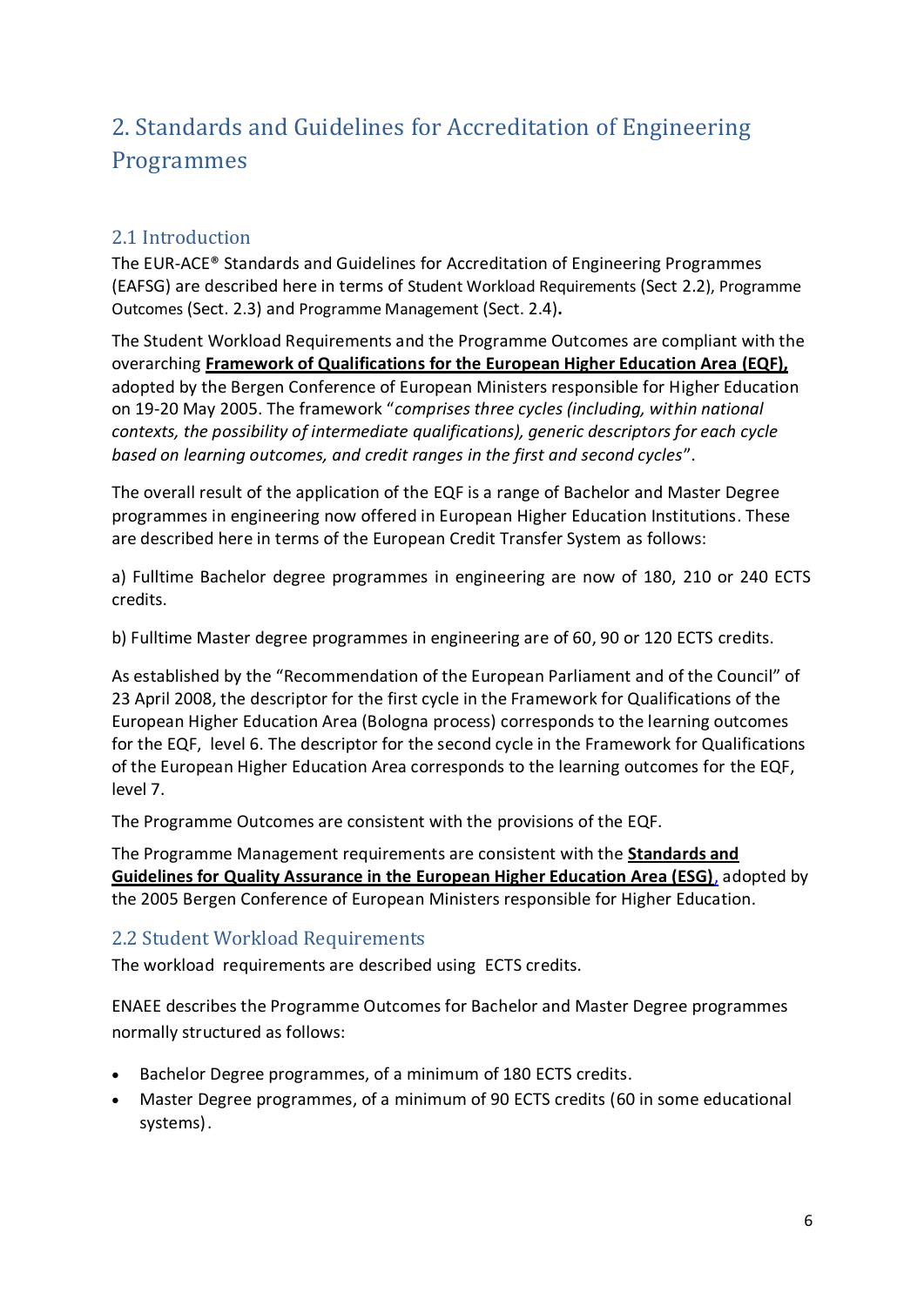# 2. Standards and Guidelines for Accreditation of Engineering Programmes

## 2.1 Introduction

The EUR-ACE® Standards and Guidelines for Accreditation of Engineering Programmes (EAFSG) are described here in terms of Student Workload Requirements (Sect 2.2), Programme Outcomes (Sect. 2.3) and Programme Management (Sect. 2.4)**.**

The Student Workload Requirements and the Programme Outcomes are compliant with the overarching **Framework of Qualifications for the European Higher Education Area (EQF),** adopted by the Bergen Conference of European Ministers responsible for Higher Education on 19-20 May 2005. The framework "*comprises three cycles (including, within national contexts, the possibility of intermediate qualifications), generic descriptors for each cycle based on learning outcomes, and credit ranges in the first and second cycles*".

The overall result of the application of the EQF is a range of Bachelor and Master Degree programmes in engineering now offered in European Higher Education Institutions. These are described here in terms of the European Credit Transfer System as follows:

a) Fulltime Bachelor degree programmes in engineering are now of 180, 210 or 240 ECTS credits.

b) Fulltime Master degree programmes in engineering are of 60, 90 or 120 ECTS credits.

As established by the "Recommendation of the European Parliament and of the Council" of 23 April 2008, the descriptor for the first cycle in the Framework for Qualifications of the European Higher Education Area (Bologna process) corresponds to the learning outcomes for the EQF, level 6. The descriptor for the second cycle in the Framework for Qualifications of the European Higher Education Area corresponds to the learning outcomes for the EQF, level 7.

The Programme Outcomes are consistent with the provisions of the EQF.

The Programme Management requirements are consistent with the **Standards and Guidelines for Quality Assurance in the European Higher Education Area (ESG)**, adopted by the 2005 Bergen Conference of European Ministers responsible for Higher Education.

## 2.2 Student Workload Requirements

The workload requirements are described using ECTS credits.

ENAEE describes the Programme Outcomes for Bachelor and Master Degree programmes normally structured as follows:

- Bachelor Degree programmes, of a minimum of 180 ECTS credits.
- Master Degree programmes, of a minimum of 90 ECTS credits (60 in some educational systems).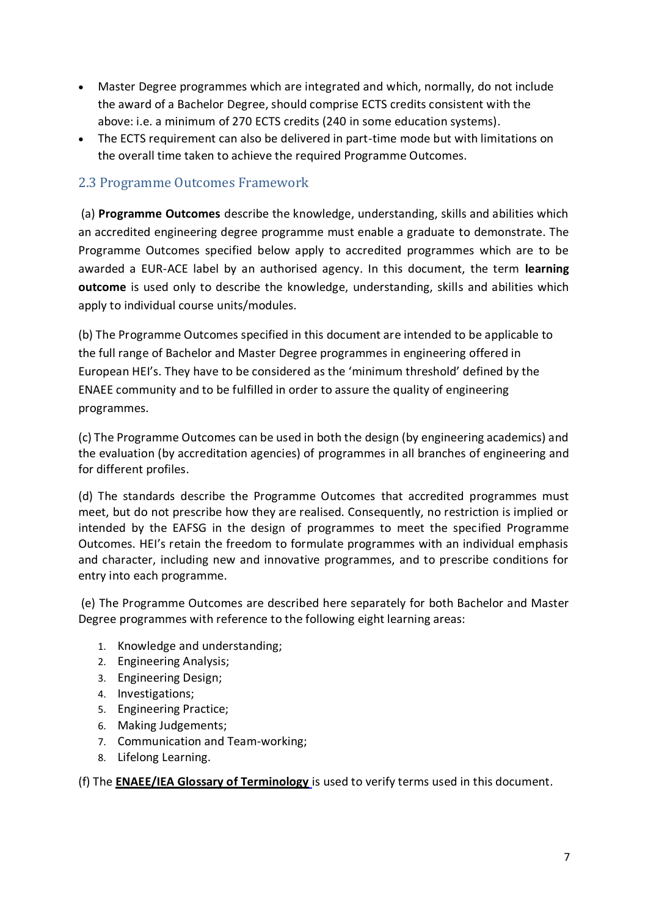- Master Degree programmes which are integrated and which, normally, do not include the award of a Bachelor Degree, should comprise ECTS credits consistent with the above: i.e. a minimum of 270 ECTS credits (240 in some education systems).
- The ECTS requirement can also be delivered in part-time mode but with limitations on the overall time taken to achieve the required Programme Outcomes.

## 2.3 Programme Outcomes Framework

(a) **Programme Outcomes** describe the knowledge, understanding, skills and abilities which an accredited engineering degree programme must enable a graduate to demonstrate. The Programme Outcomes specified below apply to accredited programmes which are to be awarded a EUR-ACE label by an authorised agency. In this document, the term **learning outcome** is used only to describe the knowledge, understanding, skills and abilities which apply to individual course units/modules.

(b) The Programme Outcomes specified in this document are intended to be applicable to the full range of Bachelor and Master Degree programmes in engineering offered in European HEI's. They have to be considered as the 'minimum threshold' defined by the ENAEE community and to be fulfilled in order to assure the quality of engineering programmes.

(c) The Programme Outcomes can be used in both the design (by engineering academics) and the evaluation (by accreditation agencies) of programmes in all branches of engineering and for different profiles.

(d) The standards describe the Programme Outcomes that accredited programmes must meet, but do not prescribe how they are realised. Consequently, no restriction is implied or intended by the EAFSG in the design of programmes to meet the specified Programme Outcomes. HEI's retain the freedom to formulate programmes with an individual emphasis and character, including new and innovative programmes, and to prescribe conditions for entry into each programme.

(e) The Programme Outcomes are described here separately for both Bachelor and Master Degree programmes with reference to the following eight learning areas:

1. Knowledge and understanding;
2. Engineering Analysis;
3. Engineering Design;
4. Investigations;
5. Engineering Practice;
6. Making Judgements;
7. Communication and Team-working;
8. Lifelong Learning.

(f) The **ENAEE/IEA Glossary of Terminology** is used to verify terms used in this document.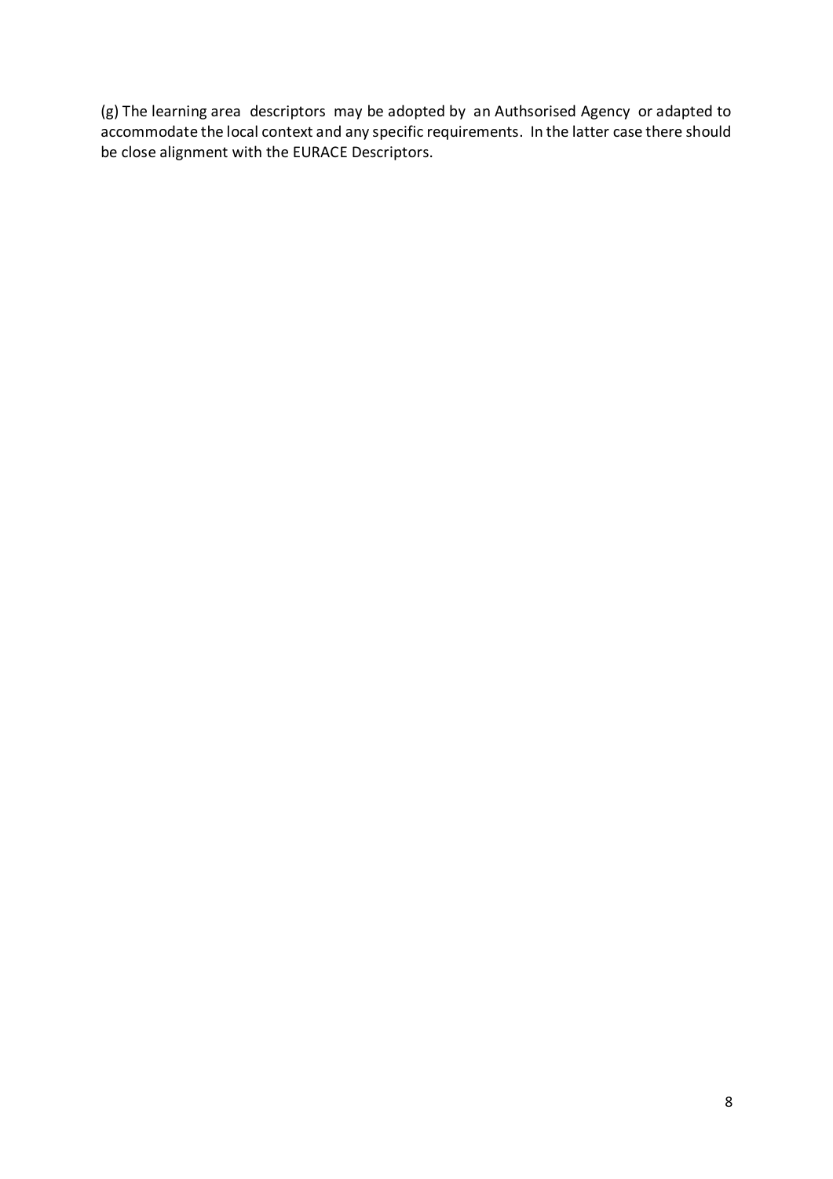(g) The learning area descriptors may be adopted by an Authsorised Agency or adapted to accommodate the local context and any specific requirements. In the latter case there should be close alignment with the EURACE Descriptors.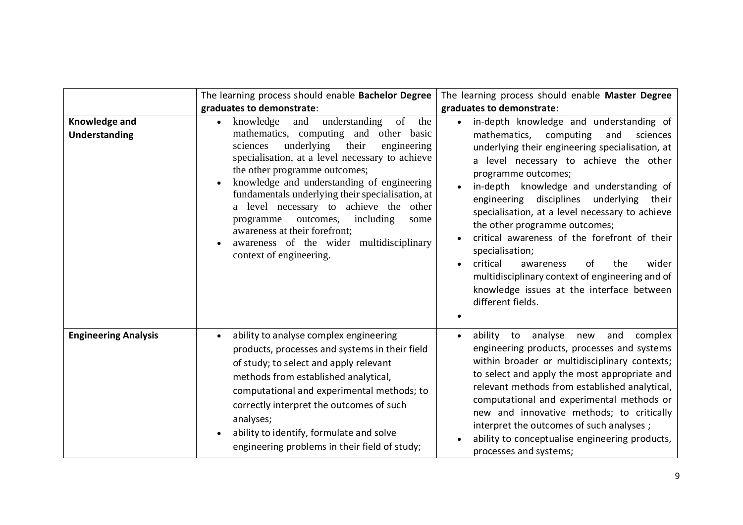| | The learning process should enable **Bachelor Degree graduates to demonstrate**: | The learning process should enable **Master Degree graduates to demonstrate**: |
|---|---|---|
| **Knowledge and Understanding** | • knowledge and understanding of the mathematics, computing and other basic sciences underlying their engineering specialisation, at a level necessary to achieve the other programme outcomes;<br>• knowledge and understanding of engineering fundamentals underlying their specialisation, at a level necessary to achieve the other programme outcomes, including some awareness at their forefront;<br>• awareness of the wider multidisciplinary context of engineering. | • in-depth knowledge and understanding of mathematics, computing and sciences underlying their engineering specialisation, at a level necessary to achieve the other programme outcomes;<br>• in-depth knowledge and understanding of engineering disciplines underlying their specialisation, at a level necessary to achieve the other programme outcomes;<br>• critical awareness of the forefront of their specialisation;<br>• critical awareness of the wider multidisciplinary context of engineering and of knowledge issues at the interface between different fields.<br>• |
| **Engineering Analysis** | • ability to analyse complex engineering products, processes and systems in their field of study; to select and apply relevant methods from established analytical, computational and experimental methods; to correctly interpret the outcomes of such analyses;<br>• ability to identify, formulate and solve engineering problems in their field of study; | • ability to analyse new and complex engineering products, processes and systems within broader or multidisciplinary contexts; to select and apply the most appropriate and relevant methods from established analytical, computational and experimental methods or new and innovative methods; to critically interpret the outcomes of such analyses ;<br>• ability to conceptualise engineering products, processes and systems; |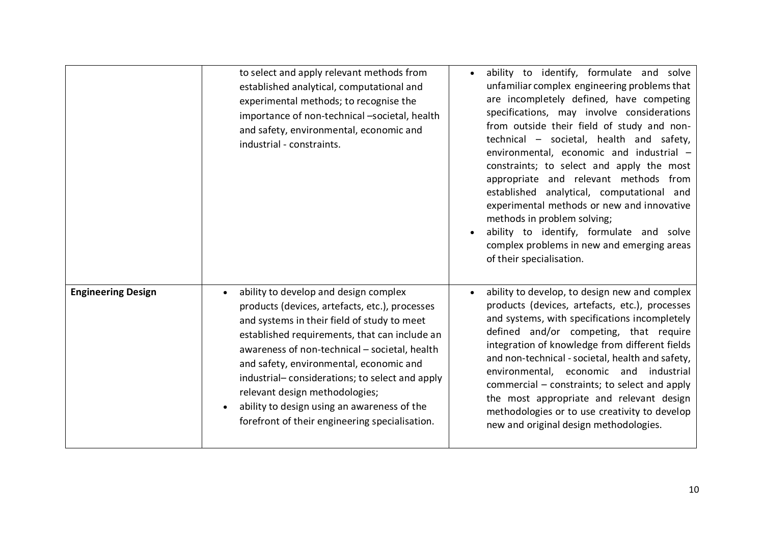| | | |
|---|---|---|
| | to select and apply relevant methods from established analytical, computational and experimental methods; to recognise the importance of non-technical –societal, health and safety, environmental, economic and industrial - constraints. | • ability to identify, formulate and solve unfamiliar complex engineering problems that are incompletely defined, have competing specifications, may involve considerations from outside their field of study and non-technical – societal, health and safety, environmental, economic and industrial – constraints; to select and apply the most appropriate and relevant methods from established analytical, computational and experimental methods or new and innovative methods in problem solving;<br>• ability to identify, formulate and solve complex problems in new and emerging areas of their specialisation. |
| **Engineering Design** | • ability to develop and design complex products (devices, artefacts, etc.), processes and systems in their field of study to meet established requirements, that can include an awareness of non-technical – societal, health and safety, environmental, economic and industrial– considerations; to select and apply relevant design methodologies;<br>• ability to design using an awareness of the forefront of their engineering specialisation. | • ability to develop, to design new and complex products (devices, artefacts, etc.), processes and systems, with specifications incompletely defined and/or competing, that require integration of knowledge from different fields and non-technical - societal, health and safety, environmental, economic and industrial commercial – constraints; to select and apply the most appropriate and relevant design methodologies or to use creativity to develop new and original design methodologies. |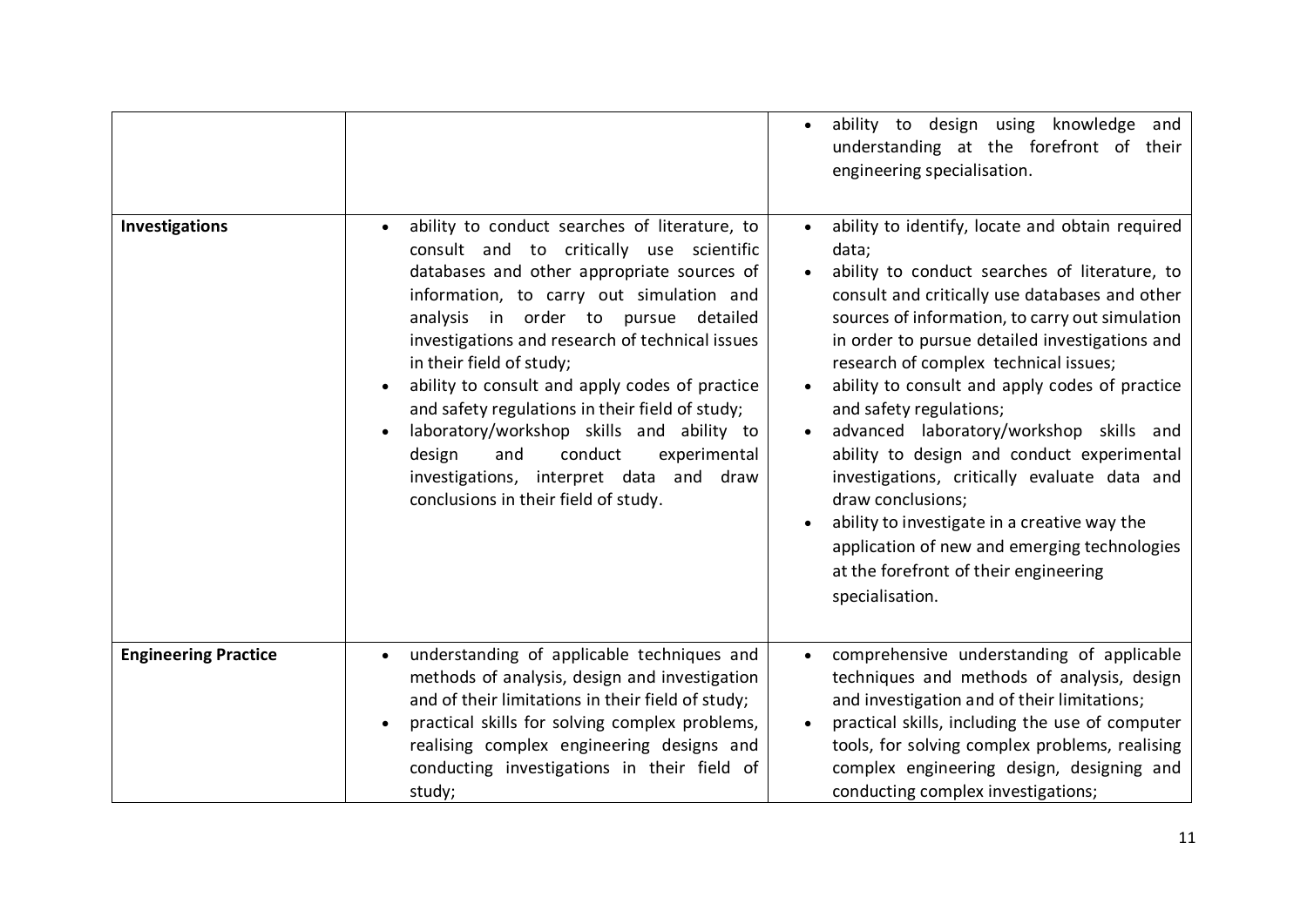| | | |
|---|---|---|
| | | • ability to design using knowledge and understanding at the forefront of their engineering specialisation. |
| **Investigations** | • ability to conduct searches of literature, to consult and to critically use scientific databases and other appropriate sources of information, to carry out simulation and analysis in order to pursue detailed investigations and research of technical issues in their field of study;<br>• ability to consult and apply codes of practice and safety regulations in their field of study;<br>• laboratory/workshop skills and ability to design and conduct experimental investigations, interpret data and draw conclusions in their field of study. | • ability to identify, locate and obtain required data;<br>• ability to conduct searches of literature, to consult and critically use databases and other sources of information, to carry out simulation in order to pursue detailed investigations and research of complex technical issues;<br>• ability to consult and apply codes of practice and safety regulations;<br>• advanced laboratory/workshop skills and ability to design and conduct experimental investigations, critically evaluate data and draw conclusions;<br>• ability to investigate in a creative way the application of new and emerging technologies at the forefront of their engineering specialisation. |
| **Engineering Practice** | • understanding of applicable techniques and methods of analysis, design and investigation and of their limitations in their field of study;<br>• practical skills for solving complex problems, realising complex engineering designs and conducting investigations in their field of study; | • comprehensive understanding of applicable techniques and methods of analysis, design and investigation and of their limitations;<br>• practical skills, including the use of computer tools, for solving complex problems, realising complex engineering design, designing and conducting complex investigations; |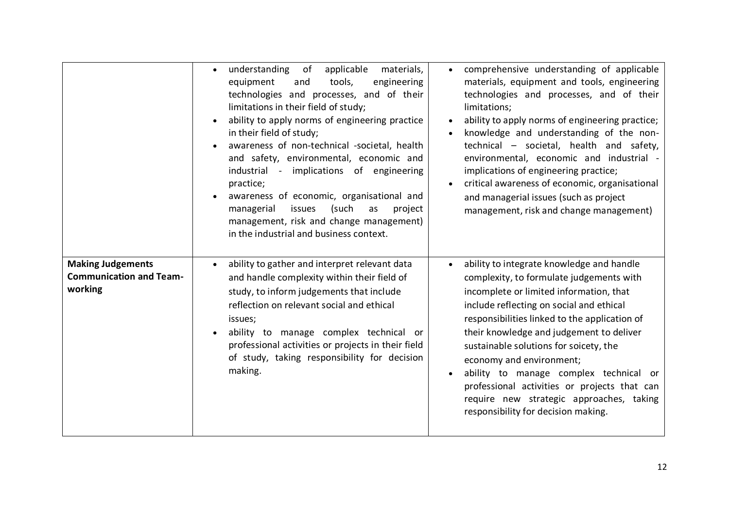| | | |
|---|---|---|
| | • understanding of applicable materials, equipment and tools, engineering technologies and processes, and of their limitations in their field of study;<br>• ability to apply norms of engineering practice in their field of study;<br>• awareness of non-technical -societal, health and safety, environmental, economic and industrial - implications of engineering practice;<br>• awareness of economic, organisational and managerial issues (such as project management, risk and change management) in the industrial and business context. | • comprehensive understanding of applicable materials, equipment and tools, engineering technologies and processes, and of their limitations;<br>• ability to apply norms of engineering practice;<br>• knowledge and understanding of the non-technical – societal, health and safety, environmental, economic and industrial - implications of engineering practice;<br>• critical awareness of economic, organisational and managerial issues (such as project management, risk and change management) |
| **Making Judgements Communication and Team-working** | • ability to gather and interpret relevant data and handle complexity within their field of study, to inform judgements that include reflection on relevant social and ethical issues;<br>• ability to manage complex technical or professional activities or projects in their field of study, taking responsibility for decision making. | • ability to integrate knowledge and handle complexity, to formulate judgements with incomplete or limited information, that include reflecting on social and ethical responsibilities linked to the application of their knowledge and judgement to deliver sustainable solutions for soicety, the economy and environment;<br>• ability to manage complex technical or professional activities or projects that can require new strategic approaches, taking responsibility for decision making. |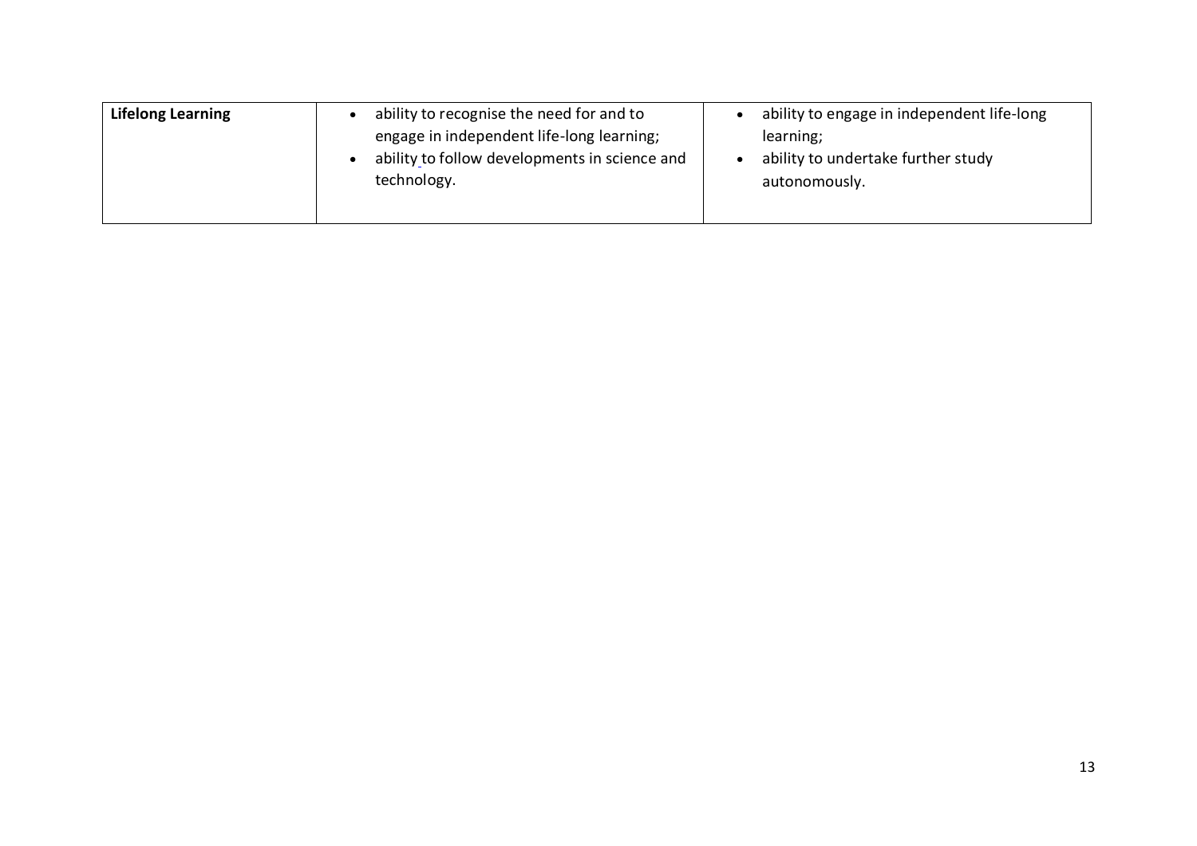| | | |
|---|---|---|
| **Lifelong Learning** | • ability to recognise the need for and to engage in independent life-long learning;<br>• ability to follow developments in science and technology. | • ability to engage in independent life-long learning;<br>• ability to undertake further study autonomously. |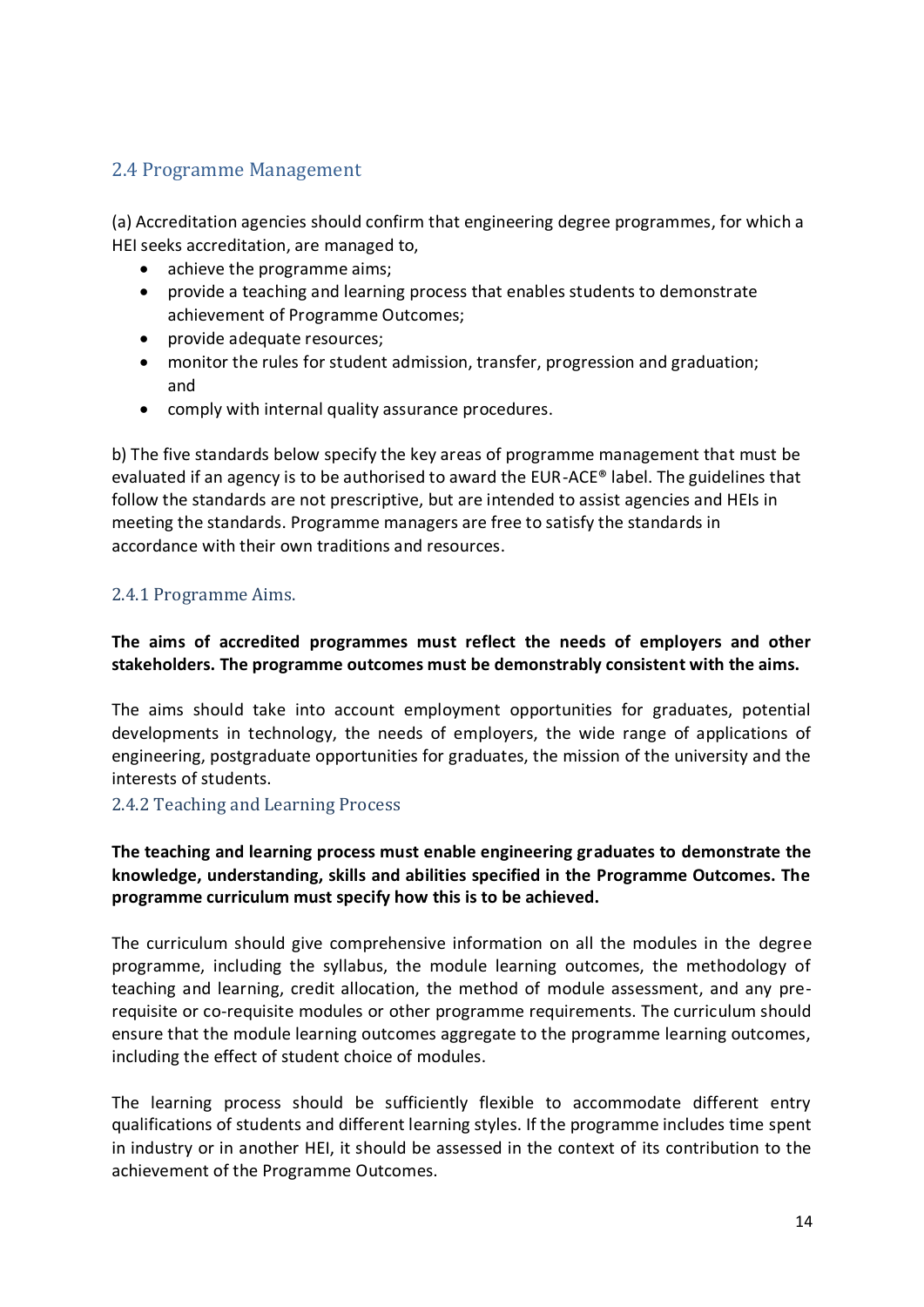## 2.4 Programme Management

(a) Accreditation agencies should confirm that engineering degree programmes, for which a HEI seeks accreditation, are managed to,

- achieve the programme aims;
- provide a teaching and learning process that enables students to demonstrate achievement of Programme Outcomes;
- provide adequate resources;
- monitor the rules for student admission, transfer, progression and graduation; and
- comply with internal quality assurance procedures.

b) The five standards below specify the key areas of programme management that must be evaluated if an agency is to be authorised to award the EUR-ACE® label. The guidelines that follow the standards are not prescriptive, but are intended to assist agencies and HEIs in meeting the standards. Programme managers are free to satisfy the standards in accordance with their own traditions and resources.

### 2.4.1 Programme Aims.

**The aims of accredited programmes must reflect the needs of employers and other stakeholders. The programme outcomes must be demonstrably consistent with the aims.**

The aims should take into account employment opportunities for graduates, potential developments in technology, the needs of employers, the wide range of applications of engineering, postgraduate opportunities for graduates, the mission of the university and the interests of students.

### 2.4.2 Teaching and Learning Process

**The teaching and learning process must enable engineering graduates to demonstrate the knowledge, understanding, skills and abilities specified in the Programme Outcomes. The programme curriculum must specify how this is to be achieved.**

The curriculum should give comprehensive information on all the modules in the degree programme, including the syllabus, the module learning outcomes, the methodology of teaching and learning, credit allocation, the method of module assessment, and any pre-requisite or co-requisite modules or other programme requirements. The curriculum should ensure that the module learning outcomes aggregate to the programme learning outcomes, including the effect of student choice of modules.

The learning process should be sufficiently flexible to accommodate different entry qualifications of students and different learning styles. If the programme includes time spent in industry or in another HEI, it should be assessed in the context of its contribution to the achievement of the Programme Outcomes.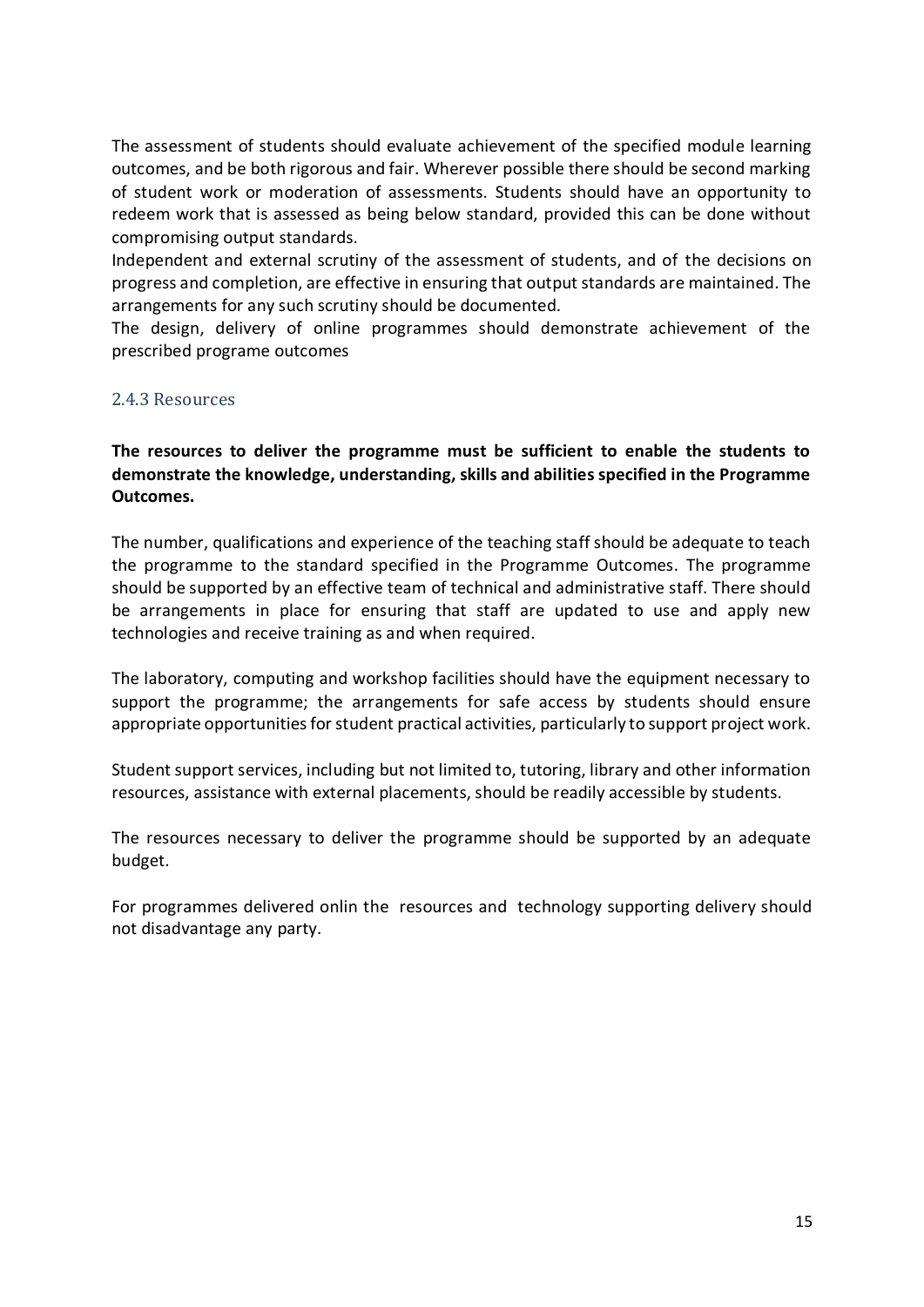The assessment of students should evaluate achievement of the specified module learning outcomes, and be both rigorous and fair. Wherever possible there should be second marking of student work or moderation of assessments. Students should have an opportunity to redeem work that is assessed as being below standard, provided this can be done without compromising output standards.

Independent and external scrutiny of the assessment of students, and of the decisions on progress and completion, are effective in ensuring that output standards are maintained. The arrangements for any such scrutiny should be documented.

The design, delivery of online programmes should demonstrate achievement of the prescribed programe outcomes

### 2.4.3 Resources

**The resources to deliver the programme must be sufficient to enable the students to demonstrate the knowledge, understanding, skills and abilities specified in the Programme Outcomes.**

The number, qualifications and experience of the teaching staff should be adequate to teach the programme to the standard specified in the Programme Outcomes. The programme should be supported by an effective team of technical and administrative staff. There should be arrangements in place for ensuring that staff are updated to use and apply new technologies and receive training as and when required.

The laboratory, computing and workshop facilities should have the equipment necessary to support the programme; the arrangements for safe access by students should ensure appropriate opportunities for student practical activities, particularly to support project work.

Student support services, including but not limited to, tutoring, library and other information resources, assistance with external placements, should be readily accessible by students.

The resources necessary to deliver the programme should be supported by an adequate budget.

For programmes delivered onlin the resources and technology supporting delivery should not disadvantage any party.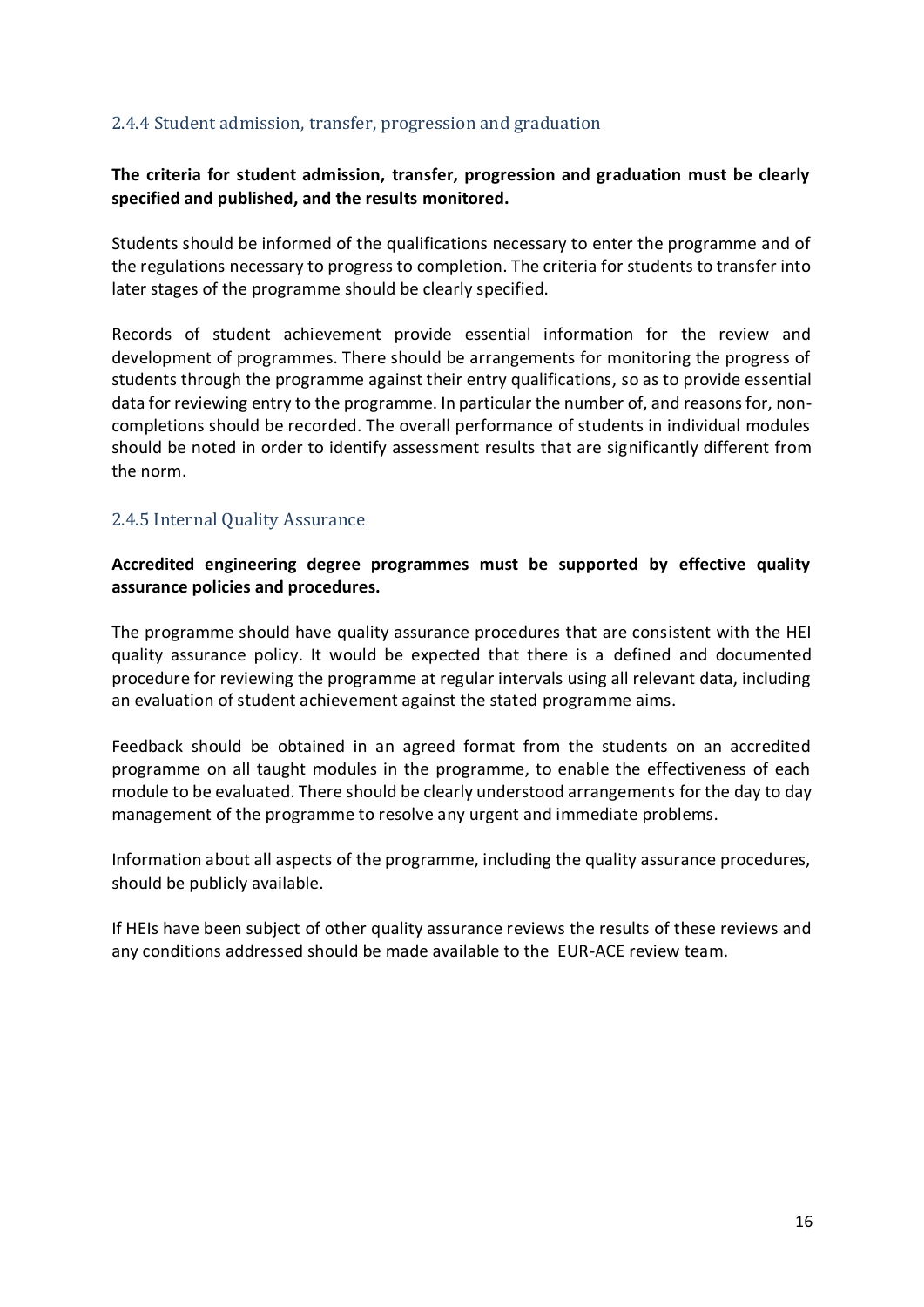### 2.4.4 Student admission, transfer, progression and graduation

**The criteria for student admission, transfer, progression and graduation must be clearly specified and published, and the results monitored.**

Students should be informed of the qualifications necessary to enter the programme and of the regulations necessary to progress to completion. The criteria for students to transfer into later stages of the programme should be clearly specified.

Records of student achievement provide essential information for the review and development of programmes. There should be arrangements for monitoring the progress of students through the programme against their entry qualifications, so as to provide essential data for reviewing entry to the programme. In particular the number of, and reasons for, non-completions should be recorded. The overall performance of students in individual modules should be noted in order to identify assessment results that are significantly different from the norm.

### 2.4.5 Internal Quality Assurance

**Accredited engineering degree programmes must be supported by effective quality assurance policies and procedures.**

The programme should have quality assurance procedures that are consistent with the HEI quality assurance policy. It would be expected that there is a defined and documented procedure for reviewing the programme at regular intervals using all relevant data, including an evaluation of student achievement against the stated programme aims.

Feedback should be obtained in an agreed format from the students on an accredited programme on all taught modules in the programme, to enable the effectiveness of each module to be evaluated. There should be clearly understood arrangements for the day to day management of the programme to resolve any urgent and immediate problems.

Information about all aspects of the programme, including the quality assurance procedures, should be publicly available.

If HEIs have been subject of other quality assurance reviews the results of these reviews and any conditions addressed should be made available to the EUR-ACE review team.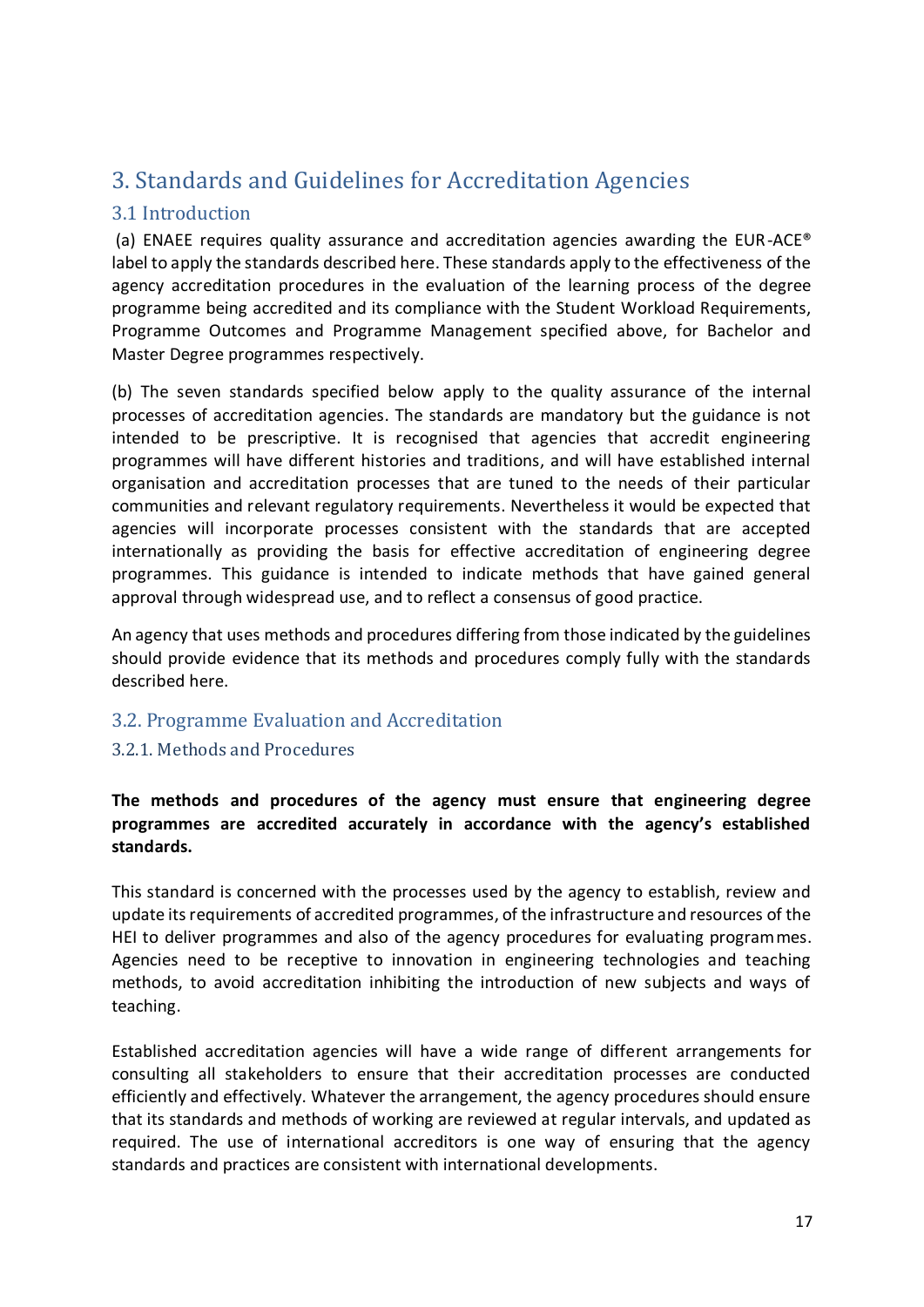# 3. Standards and Guidelines for Accreditation Agencies

## 3.1 Introduction

(a) ENAEE requires quality assurance and accreditation agencies awarding the EUR-ACE® label to apply the standards described here. These standards apply to the effectiveness of the agency accreditation procedures in the evaluation of the learning process of the degree programme being accredited and its compliance with the Student Workload Requirements, Programme Outcomes and Programme Management specified above, for Bachelor and Master Degree programmes respectively.

(b) The seven standards specified below apply to the quality assurance of the internal processes of accreditation agencies. The standards are mandatory but the guidance is not intended to be prescriptive. It is recognised that agencies that accredit engineering programmes will have different histories and traditions, and will have established internal organisation and accreditation processes that are tuned to the needs of their particular communities and relevant regulatory requirements. Nevertheless it would be expected that agencies will incorporate processes consistent with the standards that are accepted internationally as providing the basis for effective accreditation of engineering degree programmes. This guidance is intended to indicate methods that have gained general approval through widespread use, and to reflect a consensus of good practice.

An agency that uses methods and procedures differing from those indicated by the guidelines should provide evidence that its methods and procedures comply fully with the standards described here.

## 3.2. Programme Evaluation and Accreditation

### 3.2.1. Methods and Procedures

**The methods and procedures of the agency must ensure that engineering degree programmes are accredited accurately in accordance with the agency's established standards.**

This standard is concerned with the processes used by the agency to establish, review and update its requirements of accredited programmes, of the infrastructure and resources of the HEI to deliver programmes and also of the agency procedures for evaluating programmes. Agencies need to be receptive to innovation in engineering technologies and teaching methods, to avoid accreditation inhibiting the introduction of new subjects and ways of teaching.

Established accreditation agencies will have a wide range of different arrangements for consulting all stakeholders to ensure that their accreditation processes are conducted efficiently and effectively. Whatever the arrangement, the agency procedures should ensure that its standards and methods of working are reviewed at regular intervals, and updated as required. The use of international accreditors is one way of ensuring that the agency standards and practices are consistent with international developments.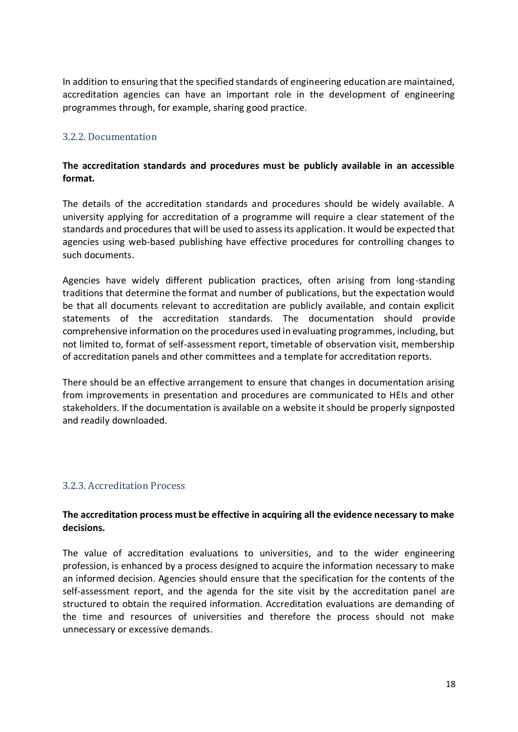In addition to ensuring that the specified standards of engineering education are maintained, accreditation agencies can have an important role in the development of engineering programmes through, for example, sharing good practice.

### 3.2.2. Documentation

**The accreditation standards and procedures must be publicly available in an accessible format.**

The details of the accreditation standards and procedures should be widely available. A university applying for accreditation of a programme will require a clear statement of the standards and procedures that will be used to assess its application. It would be expected that agencies using web-based publishing have effective procedures for controlling changes to such documents.

Agencies have widely different publication practices, often arising from long-standing traditions that determine the format and number of publications, but the expectation would be that all documents relevant to accreditation are publicly available, and contain explicit statements of the accreditation standards. The documentation should provide comprehensive information on the procedures used in evaluating programmes, including, but not limited to, format of self-assessment report, timetable of observation visit, membership of accreditation panels and other committees and a template for accreditation reports.

There should be an effective arrangement to ensure that changes in documentation arising from improvements in presentation and procedures are communicated to HEIs and other stakeholders. If the documentation is available on a website it should be properly signposted and readily downloaded.

### 3.2.3. Accreditation Process

**The accreditation process must be effective in acquiring all the evidence necessary to make decisions.**

The value of accreditation evaluations to universities, and to the wider engineering profession, is enhanced by a process designed to acquire the information necessary to make an informed decision. Agencies should ensure that the specification for the contents of the self-assessment report, and the agenda for the site visit by the accreditation panel are structured to obtain the required information. Accreditation evaluations are demanding of the time and resources of universities and therefore the process should not make unnecessary or excessive demands.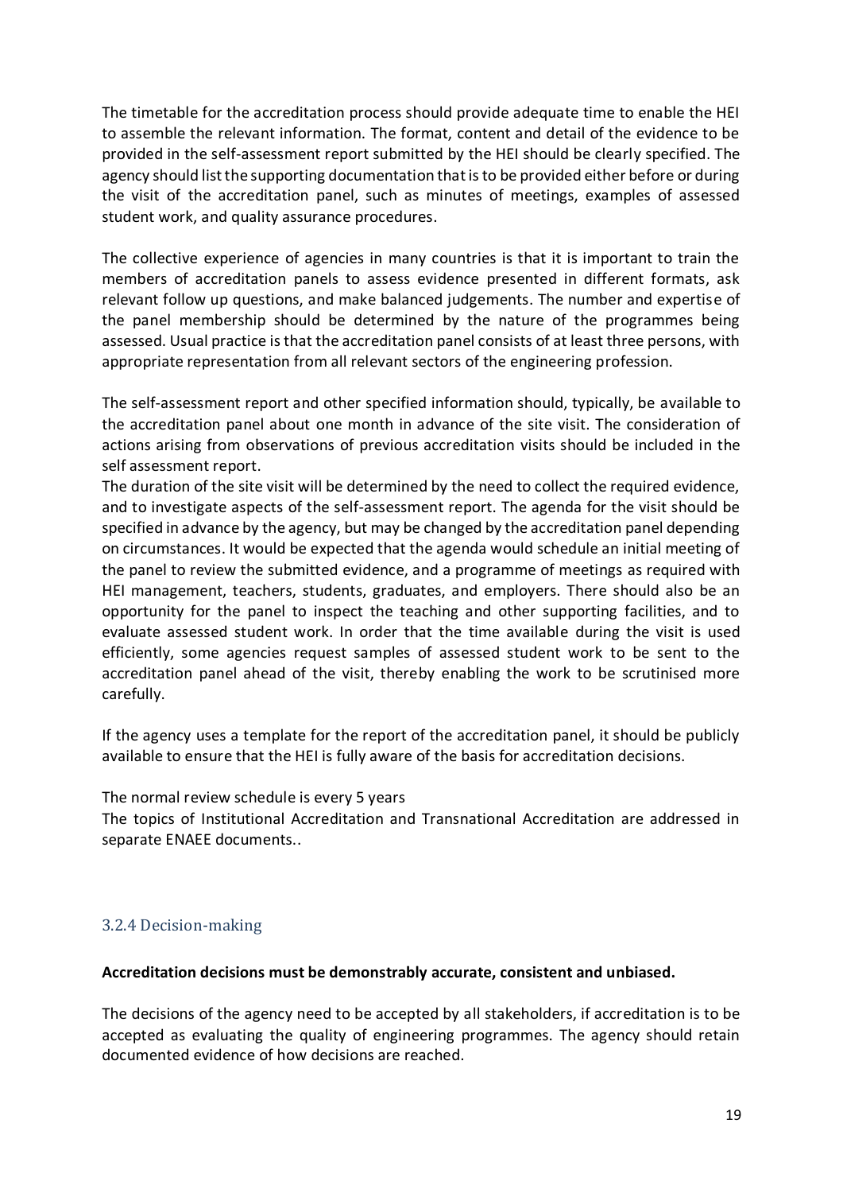The timetable for the accreditation process should provide adequate time to enable the HEI to assemble the relevant information. The format, content and detail of the evidence to be provided in the self-assessment report submitted by the HEI should be clearly specified. The agency should list the supporting documentation that is to be provided either before or during the visit of the accreditation panel, such as minutes of meetings, examples of assessed student work, and quality assurance procedures.

The collective experience of agencies in many countries is that it is important to train the members of accreditation panels to assess evidence presented in different formats, ask relevant follow up questions, and make balanced judgements. The number and expertise of the panel membership should be determined by the nature of the programmes being assessed. Usual practice is that the accreditation panel consists of at least three persons, with appropriate representation from all relevant sectors of the engineering profession.

The self-assessment report and other specified information should, typically, be available to the accreditation panel about one month in advance of the site visit. The consideration of actions arising from observations of previous accreditation visits should be included in the self assessment report.

The duration of the site visit will be determined by the need to collect the required evidence, and to investigate aspects of the self-assessment report. The agenda for the visit should be specified in advance by the agency, but may be changed by the accreditation panel depending on circumstances. It would be expected that the agenda would schedule an initial meeting of the panel to review the submitted evidence, and a programme of meetings as required with HEI management, teachers, students, graduates, and employers. There should also be an opportunity for the panel to inspect the teaching and other supporting facilities, and to evaluate assessed student work. In order that the time available during the visit is used efficiently, some agencies request samples of assessed student work to be sent to the accreditation panel ahead of the visit, thereby enabling the work to be scrutinised more carefully.

If the agency uses a template for the report of the accreditation panel, it should be publicly available to ensure that the HEI is fully aware of the basis for accreditation decisions.

The normal review schedule is every 5 years

The topics of Institutional Accreditation and Transnational Accreditation are addressed in separate ENAEE documents..

### 3.2.4 Decision-making

**Accreditation decisions must be demonstrably accurate, consistent and unbiased.**

The decisions of the agency need to be accepted by all stakeholders, if accreditation is to be accepted as evaluating the quality of engineering programmes. The agency should retain documented evidence of how decisions are reached.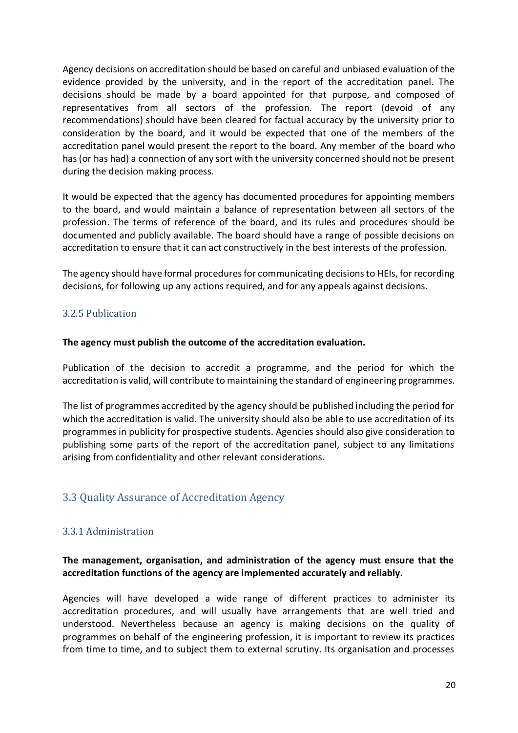Agency decisions on accreditation should be based on careful and unbiased evaluation of the evidence provided by the university, and in the report of the accreditation panel. The decisions should be made by a board appointed for that purpose, and composed of representatives from all sectors of the profession. The report (devoid of any recommendations) should have been cleared for factual accuracy by the university prior to consideration by the board, and it would be expected that one of the members of the accreditation panel would present the report to the board. Any member of the board who has (or has had) a connection of any sort with the university concerned should not be present during the decision making process.

It would be expected that the agency has documented procedures for appointing members to the board, and would maintain a balance of representation between all sectors of the profession. The terms of reference of the board, and its rules and procedures should be documented and publicly available. The board should have a range of possible decisions on accreditation to ensure that it can act constructively in the best interests of the profession.

The agency should have formal procedures for communicating decisions to HEIs, for recording decisions, for following up any actions required, and for any appeals against decisions.

### 3.2.5 Publication

**The agency must publish the outcome of the accreditation evaluation.**

Publication of the decision to accredit a programme, and the period for which the accreditation is valid, will contribute to maintaining the standard of engineering programmes.

The list of programmes accredited by the agency should be published including the period for which the accreditation is valid. The university should also be able to use accreditation of its programmes in publicity for prospective students. Agencies should also give consideration to publishing some parts of the report of the accreditation panel, subject to any limitations arising from confidentiality and other relevant considerations.

## 3.3 Quality Assurance of Accreditation Agency

### 3.3.1 Administration

**The management, organisation, and administration of the agency must ensure that the accreditation functions of the agency are implemented accurately and reliably.**

Agencies will have developed a wide range of different practices to administer its accreditation procedures, and will usually have arrangements that are well tried and understood. Nevertheless because an agency is making decisions on the quality of programmes on behalf of the engineering profession, it is important to review its practices from time to time, and to subject them to external scrutiny. Its organisation and processes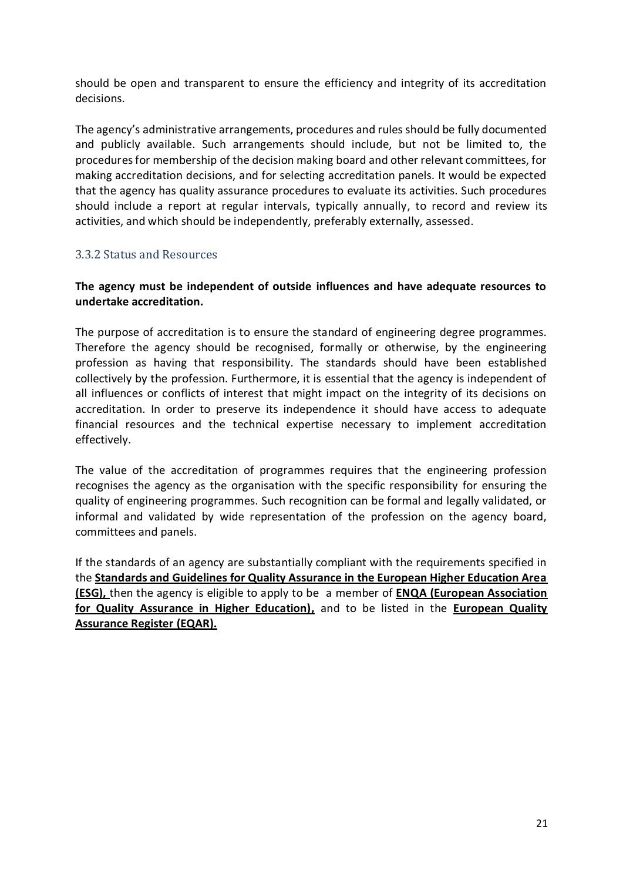should be open and transparent to ensure the efficiency and integrity of its accreditation decisions.

The agency's administrative arrangements, procedures and rules should be fully documented and publicly available. Such arrangements should include, but not be limited to, the procedures for membership of the decision making board and other relevant committees, for making accreditation decisions, and for selecting accreditation panels. It would be expected that the agency has quality assurance procedures to evaluate its activities. Such procedures should include a report at regular intervals, typically annually, to record and review its activities, and which should be independently, preferably externally, assessed.

### 3.3.2 Status and Resources

**The agency must be independent of outside influences and have adequate resources to undertake accreditation.**

The purpose of accreditation is to ensure the standard of engineering degree programmes. Therefore the agency should be recognised, formally or otherwise, by the engineering profession as having that responsibility. The standards should have been established collectively by the profession. Furthermore, it is essential that the agency is independent of all influences or conflicts of interest that might impact on the integrity of its decisions on accreditation. In order to preserve its independence it should have access to adequate financial resources and the technical expertise necessary to implement accreditation effectively.

The value of the accreditation of programmes requires that the engineering profession recognises the agency as the organisation with the specific responsibility for ensuring the quality of engineering programmes. Such recognition can be formal and legally validated, or informal and validated by wide representation of the profession on the agency board, committees and panels.

If the standards of an agency are substantially compliant with the requirements specified in the **Standards and Guidelines for Quality Assurance in the European Higher Education Area (ESG),** then the agency is eligible to apply to be a member of **ENQA (European Association for Quality Assurance in Higher Education),** and to be listed in the **European Quality Assurance Register (EQAR).**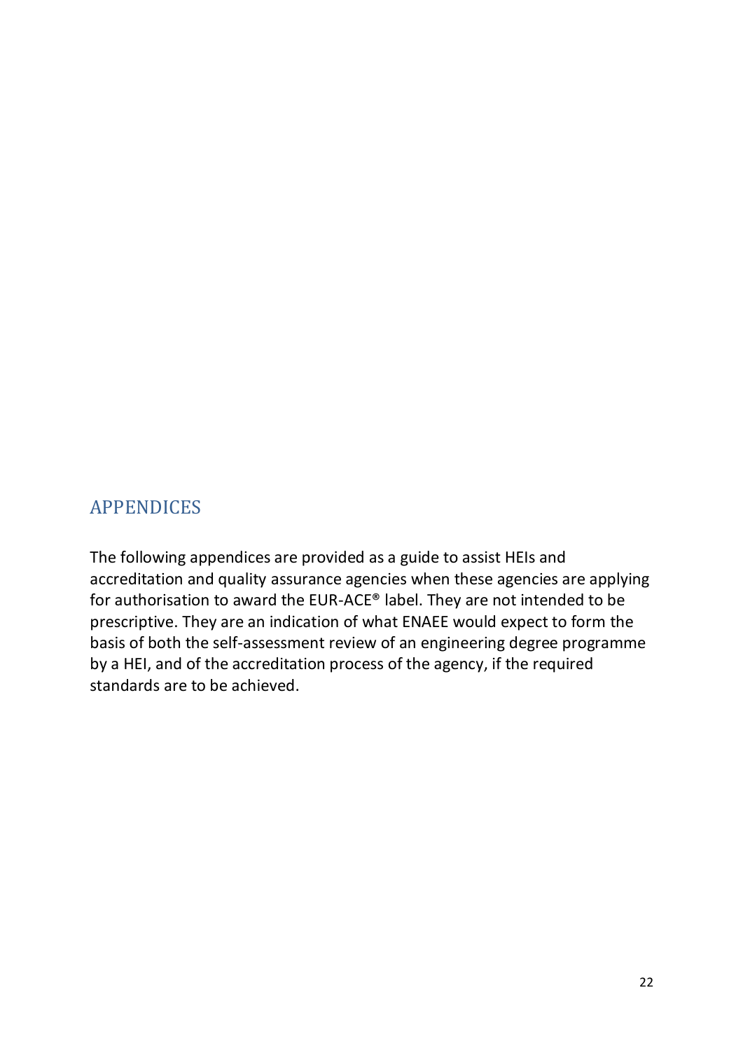# APPENDICES

The following appendices are provided as a guide to assist HEIs and accreditation and quality assurance agencies when these agencies are applying for authorisation to award the EUR-ACE® label. They are not intended to be prescriptive. They are an indication of what ENAEE would expect to form the basis of both the self-assessment review of an engineering degree programme by a HEI, and of the accreditation process of the agency, if the required standards are to be achieved.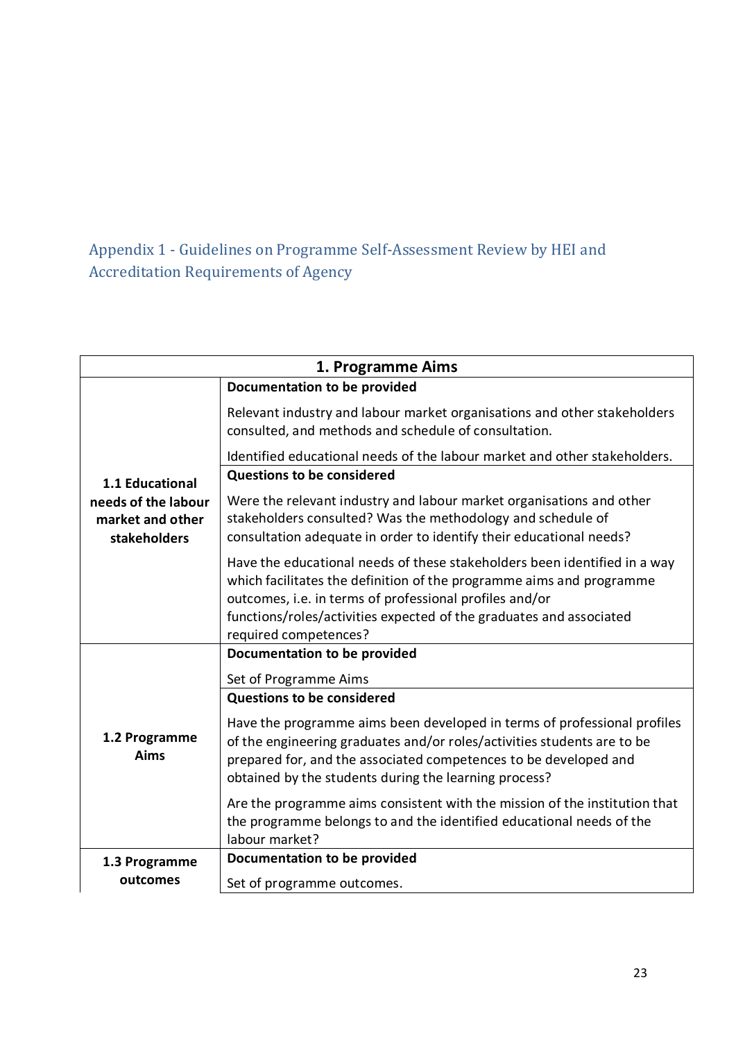## Appendix 1 - Guidelines on Programme Self-Assessment Review by HEI and Accreditation Requirements of Agency

| 1. Programme Aims | |
|---|---|
| **1.1 Educational needs of the labour market and other stakeholders** | **Documentation to be provided**<br><br>Relevant industry and labour market organisations and other stakeholders consulted, and methods and schedule of consultation.<br><br>Identified educational needs of the labour market and other stakeholders. |
| | **Questions to be considered**<br><br>Were the relevant industry and labour market organisations and other stakeholders consulted? Was the methodology and schedule of consultation adequate in order to identify their educational needs?<br><br>Have the educational needs of these stakeholders been identified in a way which facilitates the definition of the programme aims and programme outcomes, i.e. in terms of professional profiles and/or functions/roles/activities expected of the graduates and associated required competences? |
| **1.2 Programme Aims** | **Documentation to be provided**<br><br>Set of Programme Aims |
| | **Questions to be considered**<br><br>Have the programme aims been developed in terms of professional profiles of the engineering graduates and/or roles/activities students are to be prepared for, and the associated competences to be developed and obtained by the students during the learning process?<br><br>Are the programme aims consistent with the mission of the institution that the programme belongs to and the identified educational needs of the labour market? |
| **1.3 Programme outcomes** | **Documentation to be provided**<br><br>Set of programme outcomes. |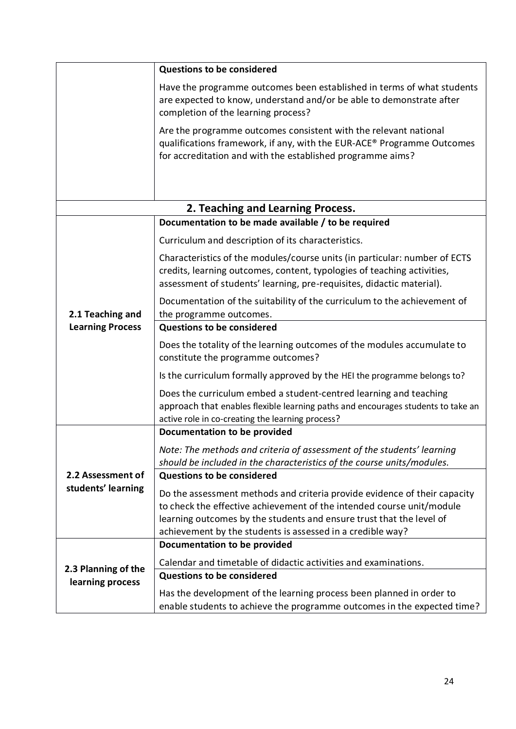| | |
|---|---|
| | **Questions to be considered**<br><br>Have the programme outcomes been established in terms of what students are expected to know, understand and/or be able to demonstrate after completion of the learning process?<br><br>Are the programme outcomes consistent with the relevant national qualifications framework, if any, with the EUR-ACE® Programme Outcomes for accreditation and with the established programme aims? |

## 2. Teaching and Learning Process.

| | |
|---|---|
| **2.1 Teaching and Learning Process** | **Documentation to be made available / to be required**<br><br>Curriculum and description of its characteristics.<br><br>Characteristics of the modules/course units (in particular: number of ECTS credits, learning outcomes, content, typologies of teaching activities, assessment of students' learning, pre-requisites, didactic material).<br><br>Documentation of the suitability of the curriculum to the achievement of the programme outcomes. |
| | **Questions to be considered**<br><br>Does the totality of the learning outcomes of the modules accumulate to constitute the programme outcomes?<br><br>Is the curriculum formally approved by the HEI the programme belongs to?<br><br>Does the curriculum embed a student-centred learning and teaching approach that enables flexible learning paths and encourages students to take an active role in co-creating the learning process? |
| **2.2 Assessment of students' learning** | **Documentation to be provided**<br><br>*Note: The methods and criteria of assessment of the students' learning should be included in the characteristics of the course units/modules.* |
| | **Questions to be considered**<br><br>Do the assessment methods and criteria provide evidence of their capacity to check the effective achievement of the intended course unit/module learning outcomes by the students and ensure trust that the level of achievement by the students is assessed in a credible way? |
| **2.3 Planning of the learning process** | **Documentation to be provided**<br><br>Calendar and timetable of didactic activities and examinations. |
| | **Questions to be considered**<br><br>Has the development of the learning process been planned in order to enable students to achieve the programme outcomes in the expected time? |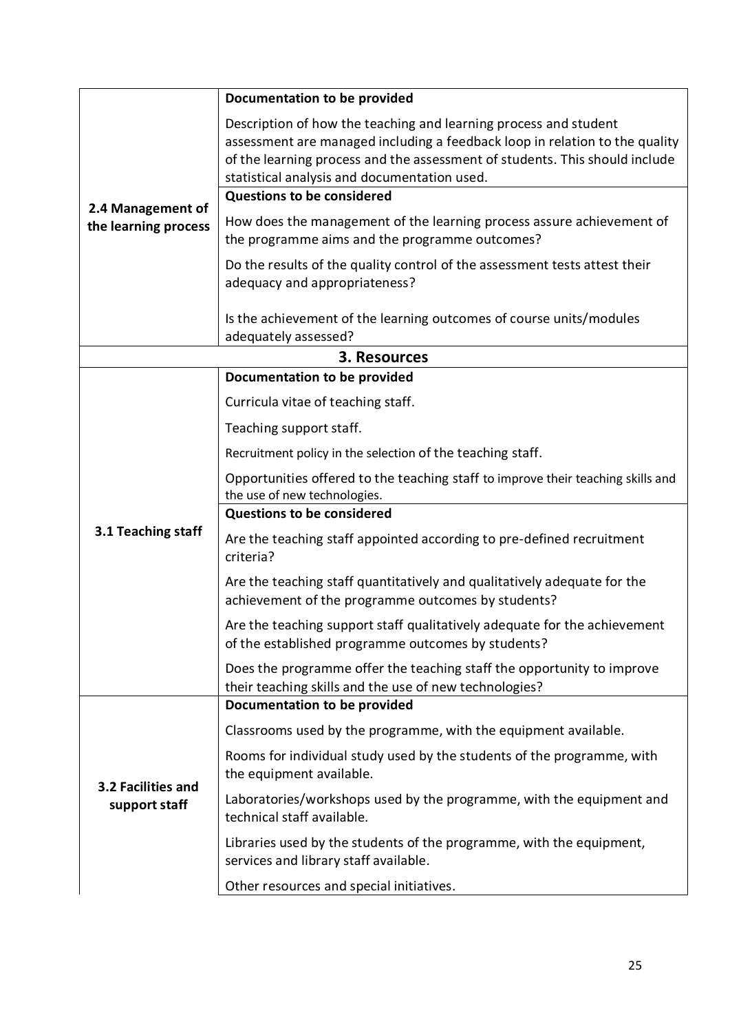| | |
|---|---|
| **2.4 Management of the learning process** | **Documentation to be provided** |
| | Description of how the teaching and learning process and student assessment are managed including a feedback loop in relation to the quality of the learning process and the assessment of students. This should include statistical analysis and documentation used. |
| | **Questions to be considered** |
| | How does the management of the learning process assure achievement of the programme aims and the programme outcomes? |
| | Do the results of the quality control of the assessment tests attest their adequacy and appropriateness? |
| | Is the achievement of the learning outcomes of course units/modules adequately assessed? |
| **3. Resources** | |
| **3.1 Teaching staff** | **Documentation to be provided** |
| | Curricula vitae of teaching staff. |
| | Teaching support staff. |
| | Recruitment policy in the selection of the teaching staff. |
| | Opportunities offered to the teaching staff to improve their teaching skills and the use of new technologies. |
| | **Questions to be considered** |
| | Are the teaching staff appointed according to pre-defined recruitment criteria? |
| | Are the teaching staff quantitatively and qualitatively adequate for the achievement of the programme outcomes by students? |
| | Are the teaching support staff qualitatively adequate for the achievement of the established programme outcomes by students? |
| | Does the programme offer the teaching staff the opportunity to improve their teaching skills and the use of new technologies? |
| **3.2 Facilities and support staff** | **Documentation to be provided** |
| | Classrooms used by the programme, with the equipment available. |
| | Rooms for individual study used by the students of the programme, with the equipment available. |
| | Laboratories/workshops used by the programme, with the equipment and technical staff available. |
| | Libraries used by the students of the programme, with the equipment, services and library staff available. |
| | Other resources and special initiatives. |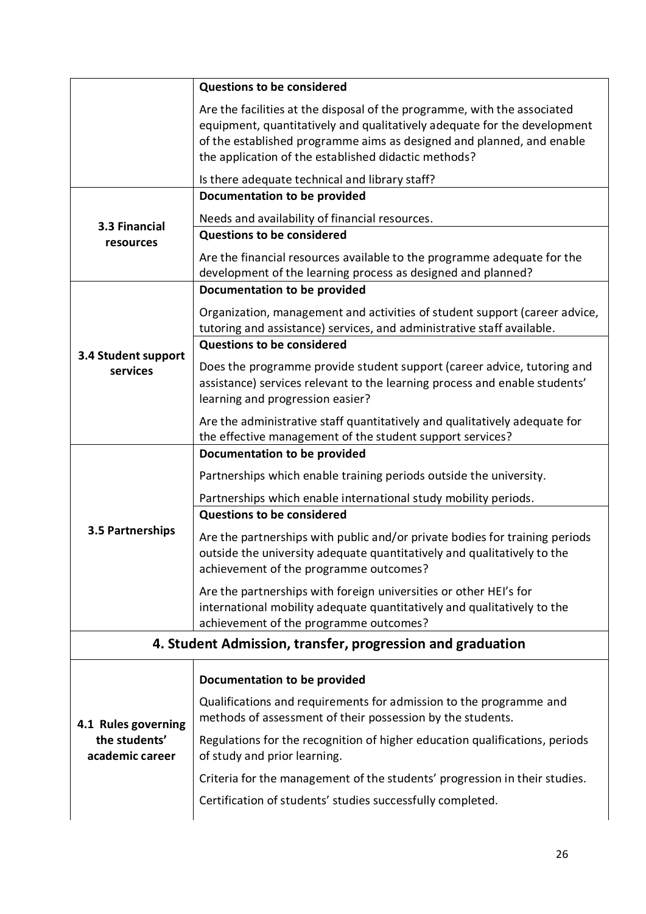| | |
|---|---|
| | **Questions to be considered**<br>Are the facilities at the disposal of the programme, with the associated equipment, quantitatively and qualitatively adequate for the development of the established programme aims as designed and planned, and enable the application of the established didactic methods?<br>Is there adequate technical and library staff? |
| **3.3 Financial resources** | **Documentation to be provided**<br>Needs and availability of financial resources.<br>**Questions to be considered**<br>Are the financial resources available to the programme adequate for the development of the learning process as designed and planned? |
| **3.4 Student support services** | **Documentation to be provided**<br>Organization, management and activities of student support (career advice, tutoring and assistance) services, and administrative staff available.<br>**Questions to be considered**<br>Does the programme provide student support (career advice, tutoring and assistance) services relevant to the learning process and enable students' learning and progression easier?<br>Are the administrative staff quantitatively and qualitatively adequate for the effective management of the student support services? |
| **3.5 Partnerships** | **Documentation to be provided**<br>Partnerships which enable training periods outside the university.<br>Partnerships which enable international study mobility periods.<br>**Questions to be considered**<br>Are the partnerships with public and/or private bodies for training periods outside the university adequate quantitatively and qualitatively to the achievement of the programme outcomes?<br>Are the partnerships with foreign universities or other HEI's for international mobility adequate quantitatively and qualitatively to the achievement of the programme outcomes? |

## 4. Student Admission, transfer, progression and graduation

| | |
|---|---|
| **4.1 Rules governing the students' academic career** | **Documentation to be provided**<br>Qualifications and requirements for admission to the programme and methods of assessment of their possession by the students.<br>Regulations for the recognition of higher education qualifications, periods of study and prior learning.<br>Criteria for the management of the students' progression in their studies.<br>Certification of students' studies successfully completed. |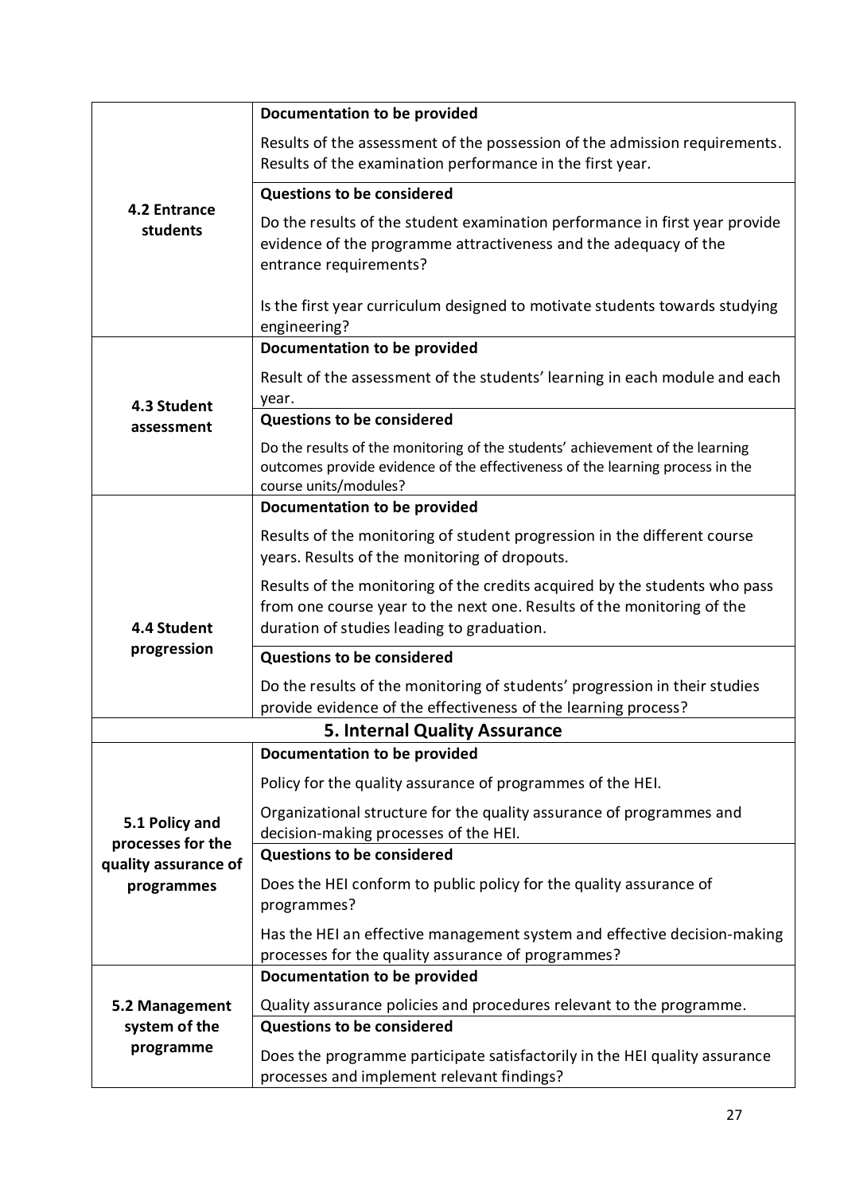| | |
|---|---|
| **4.2 Entrance students** | **Documentation to be provided**<br><br>Results of the assessment of the possession of the admission requirements. Results of the examination performance in the first year. |
| | **Questions to be considered**<br><br>Do the results of the student examination performance in first year provide evidence of the programme attractiveness and the adequacy of the entrance requirements?<br><br>Is the first year curriculum designed to motivate students towards studying engineering? |
| **4.3 Student assessment** | **Documentation to be provided**<br><br>Result of the assessment of the students' learning in each module and each year. |
| | **Questions to be considered**<br><br>Do the results of the monitoring of the students' achievement of the learning outcomes provide evidence of the effectiveness of the learning process in the course units/modules? |
| **4.4 Student progression** | **Documentation to be provided**<br><br>Results of the monitoring of student progression in the different course years. Results of the monitoring of dropouts.<br><br>Results of the monitoring of the credits acquired by the students who pass from one course year to the next one. Results of the monitoring of the duration of studies leading to graduation. |
| | **Questions to be considered**<br><br>Do the results of the monitoring of students' progression in their studies provide evidence of the effectiveness of the learning process? |
| **5. Internal Quality Assurance** | |
| **5.1 Policy and processes for the quality assurance of programmes** | **Documentation to be provided**<br><br>Policy for the quality assurance of programmes of the HEI.<br><br>Organizational structure for the quality assurance of programmes and decision-making processes of the HEI. |
| | **Questions to be considered**<br><br>Does the HEI conform to public policy for the quality assurance of programmes?<br><br>Has the HEI an effective management system and effective decision-making processes for the quality assurance of programmes? |
| **5.2 Management system of the programme** | **Documentation to be provided**<br><br>Quality assurance policies and procedures relevant to the programme. |
| | **Questions to be considered**<br><br>Does the programme participate satisfactorily in the HEI quality assurance processes and implement relevant findings? |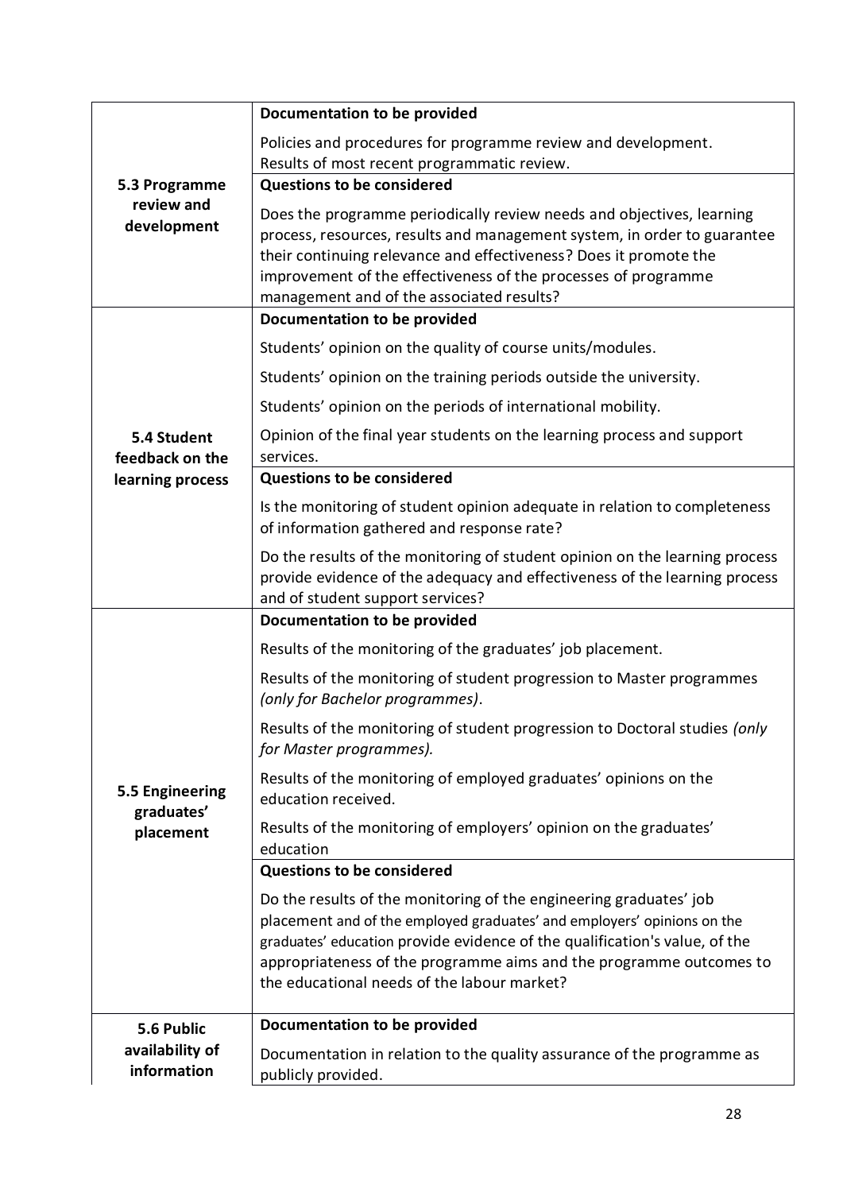| | |
|---|---|
| **5.3 Programme review and development** | **Documentation to be provided** |
| | Policies and procedures for programme review and development.<br>Results of most recent programmatic review. |
| | **Questions to be considered** |
| | Does the programme periodically review needs and objectives, learning process, resources, results and management system, in order to guarantee their continuing relevance and effectiveness? Does it promote the improvement of the effectiveness of the processes of programme management and of the associated results? |
| **5.4 Student feedback on the learning process** | **Documentation to be provided** |
| | Students' opinion on the quality of course units/modules.<br>Students' opinion on the training periods outside the university.<br>Students' opinion on the periods of international mobility.<br>Opinion of the final year students on the learning process and support services. |
| | **Questions to be considered** |
| | Is the monitoring of student opinion adequate in relation to completeness of information gathered and response rate?<br>Do the results of the monitoring of student opinion on the learning process provide evidence of the adequacy and effectiveness of the learning process and of student support services? |
| **5.5 Engineering graduates' placement** | **Documentation to be provided** |
| | Results of the monitoring of the graduates' job placement.<br>Results of the monitoring of student progression to Master programmes *(only for Bachelor programmes)*.<br>Results of the monitoring of student progression to Doctoral studies *(only for Master programmes).*<br>Results of the monitoring of employed graduates' opinions on the education received.<br>Results of the monitoring of employers' opinion on the graduates' education |
| | **Questions to be considered** |
| | Do the results of the monitoring of the engineering graduates' job placement and of the employed graduates' and employers' opinions on the graduates' education provide evidence of the qualification's value, of the appropriateness of the programme aims and the programme outcomes to the educational needs of the labour market? |
| **5.6 Public availability of information** | **Documentation to be provided** |
| | Documentation in relation to the quality assurance of the programme as publicly provided. |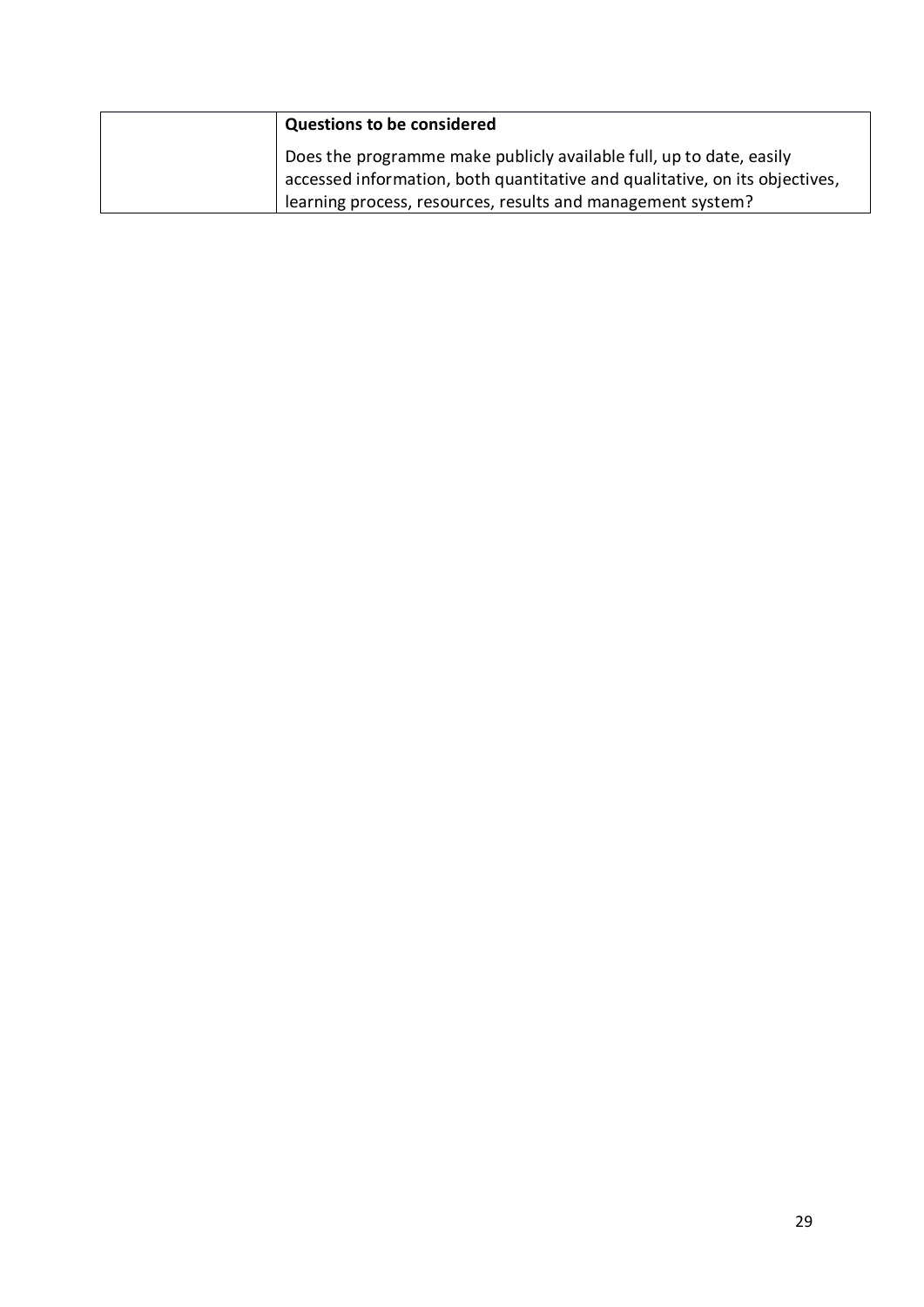|  | **Questions to be considered**<br><br>Does the programme make publicly available full, up to date, easily accessed information, both quantitative and qualitative, on its objectives, learning process, resources, results and management system? |
|---|---|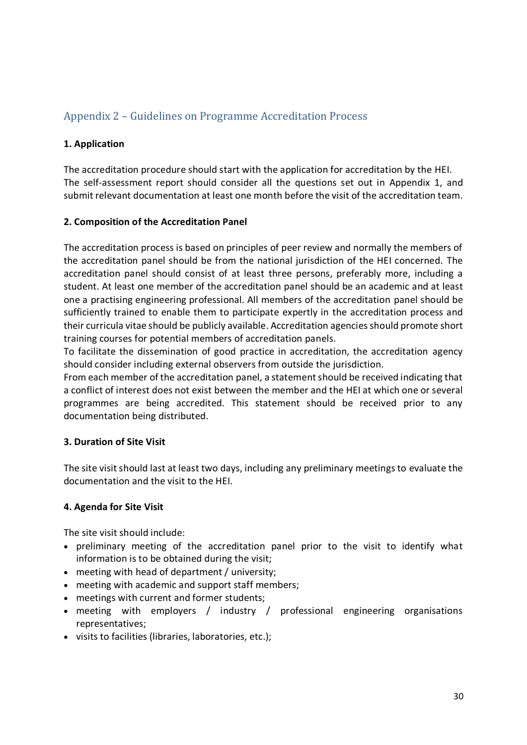## Appendix 2 – Guidelines on Programme Accreditation Process

**1. Application**

The accreditation procedure should start with the application for accreditation by the HEI. The self-assessment report should consider all the questions set out in Appendix 1, and submit relevant documentation at least one month before the visit of the accreditation team.

**2. Composition of the Accreditation Panel**

The accreditation process is based on principles of peer review and normally the members of the accreditation panel should be from the national jurisdiction of the HEI concerned. The accreditation panel should consist of at least three persons, preferably more, including a student. At least one member of the accreditation panel should be an academic and at least one a practising engineering professional. All members of the accreditation panel should be sufficiently trained to enable them to participate expertly in the accreditation process and their curricula vitae should be publicly available. Accreditation agencies should promote short training courses for potential members of accreditation panels.
To facilitate the dissemination of good practice in accreditation, the accreditation agency should consider including external observers from outside the jurisdiction.
From each member of the accreditation panel, a statement should be received indicating that a conflict of interest does not exist between the member and the HEI at which one or several programmes are being accredited. This statement should be received prior to any documentation being distributed.

**3. Duration of Site Visit**

The site visit should last at least two days, including any preliminary meetings to evaluate the documentation and the visit to the HEI.

**4. Agenda for Site Visit**

The site visit should include:

- preliminary meeting of the accreditation panel prior to the visit to identify what information is to be obtained during the visit;
- meeting with head of department / university;
- meeting with academic and support staff members;
- meetings with current and former students;
- meeting with employers / industry / professional engineering organisations representatives;
- visits to facilities (libraries, laboratories, etc.);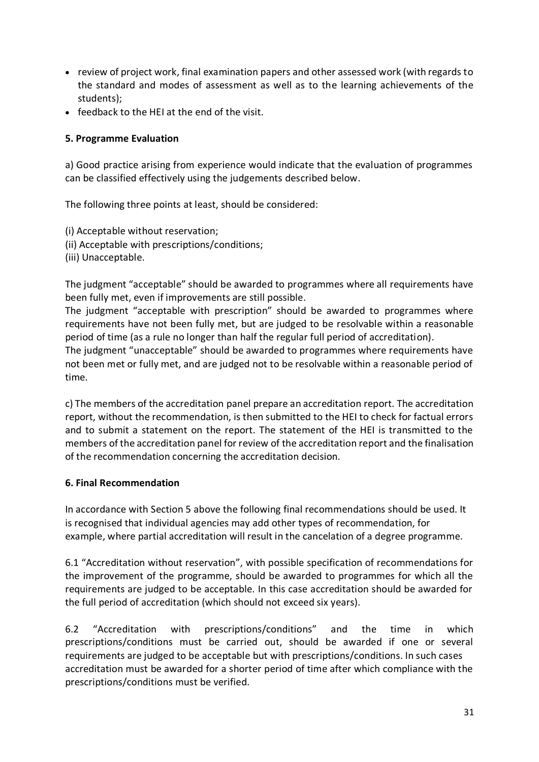- review of project work, final examination papers and other assessed work (with regards to the standard and modes of assessment as well as to the learning achievements of the students);
- feedback to the HEI at the end of the visit.

**5. Programme Evaluation**

a) Good practice arising from experience would indicate that the evaluation of programmes can be classified effectively using the judgements described below.

The following three points at least, should be considered:

(i) Acceptable without reservation;
(ii) Acceptable with prescriptions/conditions;
(iii) Unacceptable.

The judgment "acceptable" should be awarded to programmes where all requirements have been fully met, even if improvements are still possible.
The judgment "acceptable with prescription" should be awarded to programmes where requirements have not been fully met, but are judged to be resolvable within a reasonable period of time (as a rule no longer than half the regular full period of accreditation).
The judgment "unacceptable" should be awarded to programmes where requirements have not been met or fully met, and are judged not to be resolvable within a reasonable period of time.

c) The members of the accreditation panel prepare an accreditation report. The accreditation report, without the recommendation, is then submitted to the HEI to check for factual errors and to submit a statement on the report. The statement of the HEI is transmitted to the members of the accreditation panel for review of the accreditation report and the finalisation of the recommendation concerning the accreditation decision.

**6. Final Recommendation**

In accordance with Section 5 above the following final recommendations should be used. It is recognised that individual agencies may add other types of recommendation, for example, where partial accreditation will result in the cancelation of a degree programme.

6.1 "Accreditation without reservation", with possible specification of recommendations for the improvement of the programme, should be awarded to programmes for which all the requirements are judged to be acceptable. In this case accreditation should be awarded for the full period of accreditation (which should not exceed six years).

6.2 "Accreditation with prescriptions/conditions" and the time in which prescriptions/conditions must be carried out, should be awarded if one or several requirements are judged to be acceptable but with prescriptions/conditions. In such cases accreditation must be awarded for a shorter period of time after which compliance with the prescriptions/conditions must be verified.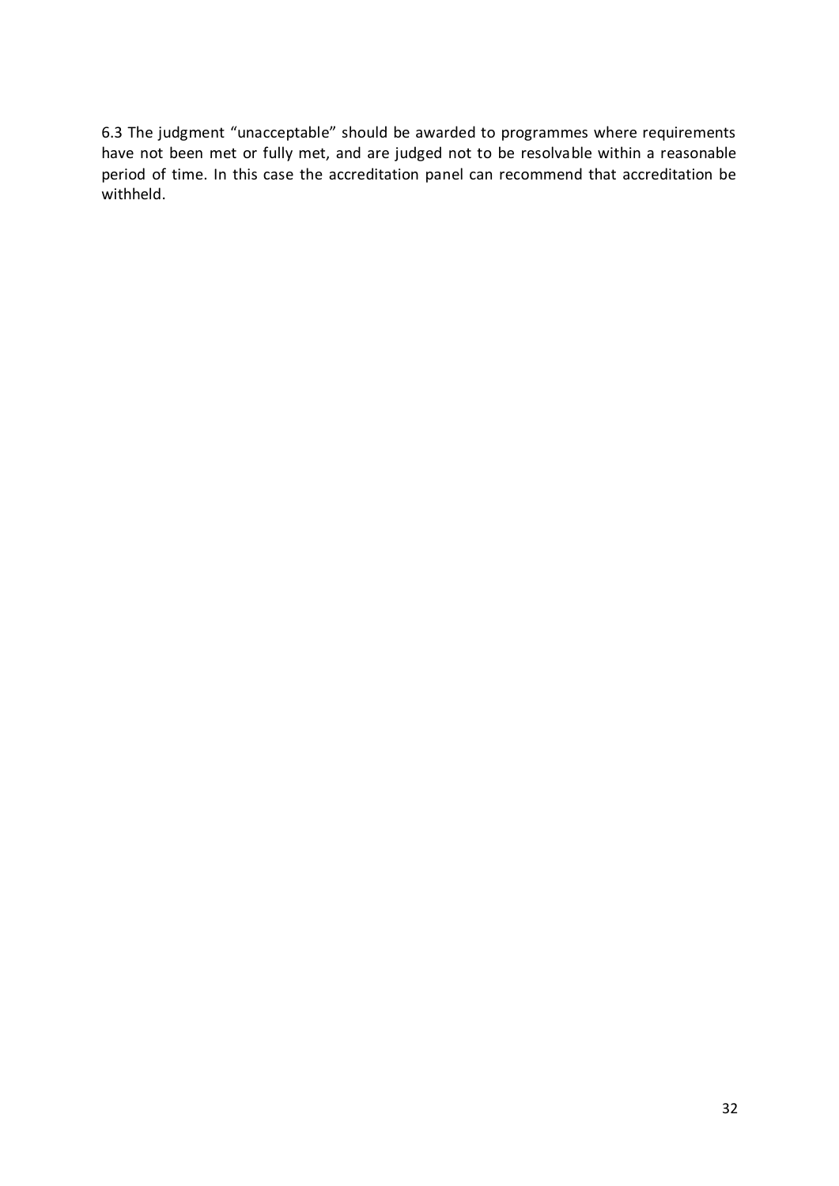6.3 The judgment “unacceptable” should be awarded to programmes where requirements have not been met or fully met, and are judged not to be resolvable within a reasonable period of time. In this case the accreditation panel can recommend that accreditation be withheld.